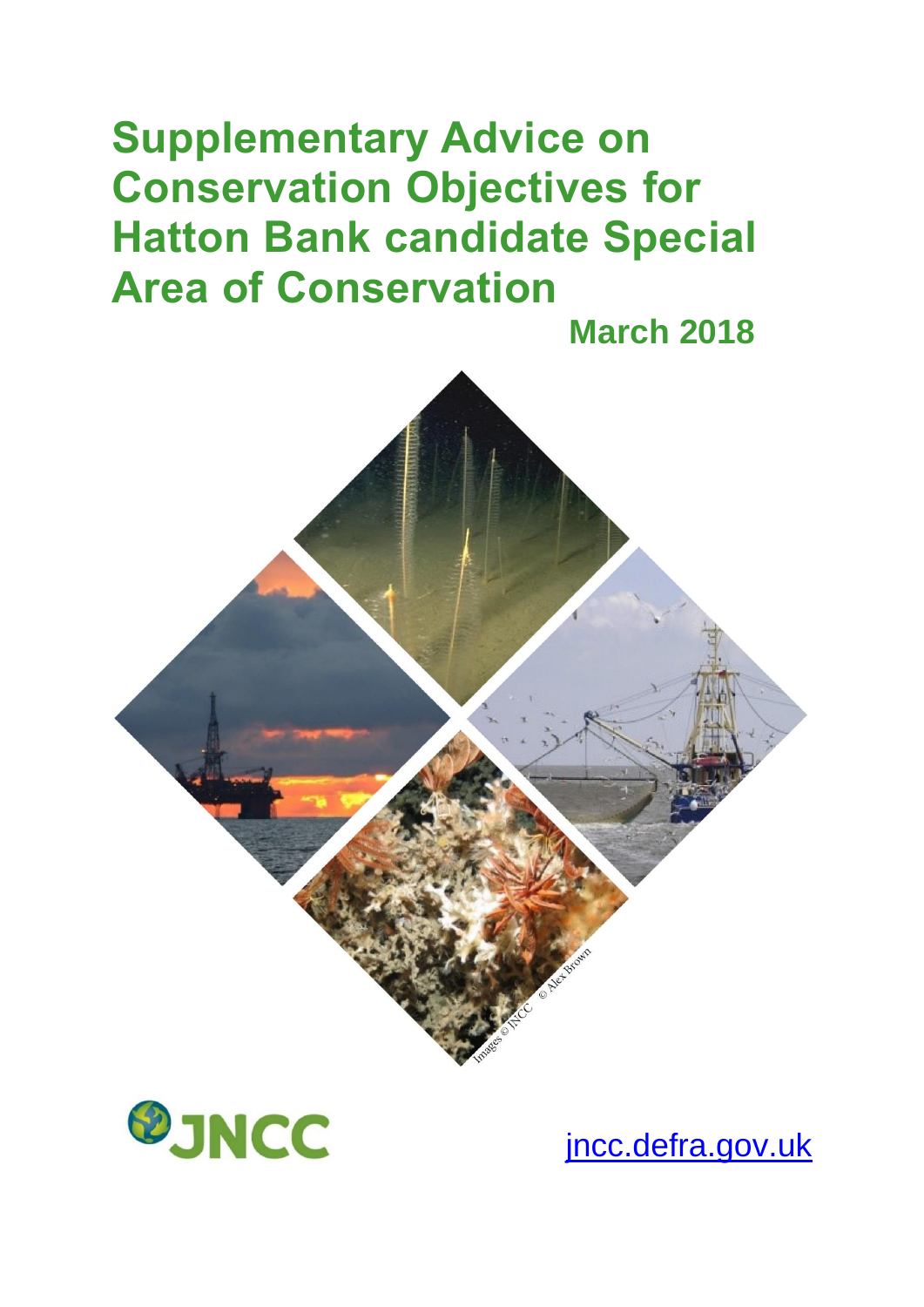# Supplementary Advice on Conservation Objectives for Hatton Bank candidate Special Area of Conservation

**March 2018**

Images © JNCC © Alex Brown

JNCC

jncc.defra.gov.uk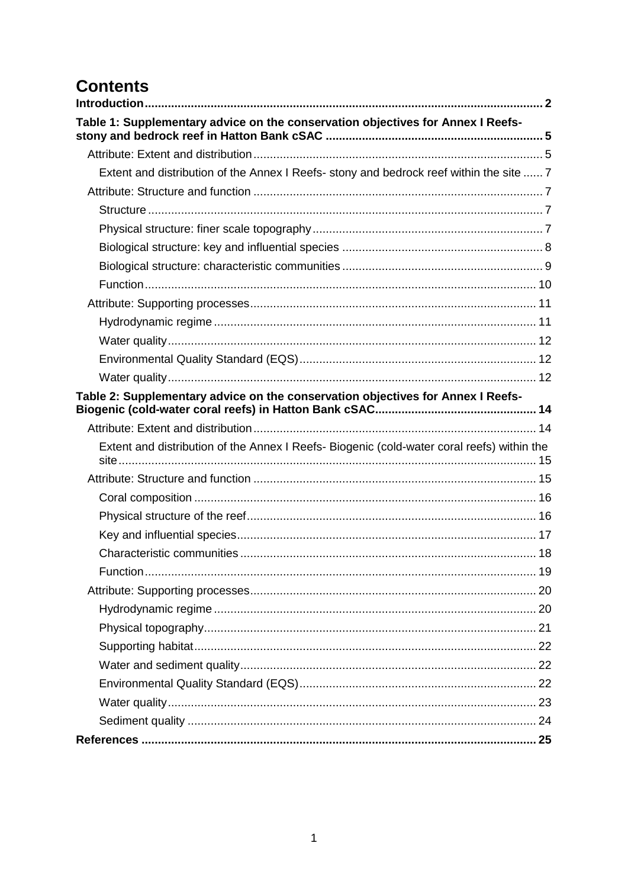# Contents

**Introduction** ... 2

**Table 1: Supplementary advice on the conservation objectives for Annex I Reefs- stony and bedrock reef in Hatton Bank cSAC** ... 5

- Attribute: Extent and distribution ... 5
  - Extent and distribution of the Annex I Reefs- stony and bedrock reef within the site ... 7
- Attribute: Structure and function ... 7
  - Structure ... 7
  - Physical structure: finer scale topography ... 7
  - Biological structure: key and influential species ... 8
  - Biological structure: characteristic communities ... 9
  - Function ... 10
- Attribute: Supporting processes ... 11
  - Hydrodynamic regime ... 11
  - Water quality ... 12
  - Environmental Quality Standard (EQS) ... 12
  - Water quality ... 12

**Table 2: Supplementary advice on the conservation objectives for Annex I Reefs- Biogenic (cold-water coral reefs) in Hatton Bank cSAC** ... 14

- Attribute: Extent and distribution ... 14
  - Extent and distribution of the Annex I Reefs- Biogenic (cold-water coral reefs) within the site ... 15
- Attribute: Structure and function ... 15
  - Coral composition ... 16
  - Physical structure of the reef ... 16
  - Key and influential species ... 17
  - Characteristic communities ... 18
  - Function ... 19
- Attribute: Supporting processes ... 20
  - Hydrodynamic regime ... 20
  - Physical topography ... 21
  - Supporting habitat ... 22
  - Water and sediment quality ... 22
  - Environmental Quality Standard (EQS) ... 22
  - Water quality ... 23
  - Sediment quality ... 24

**References** ... 25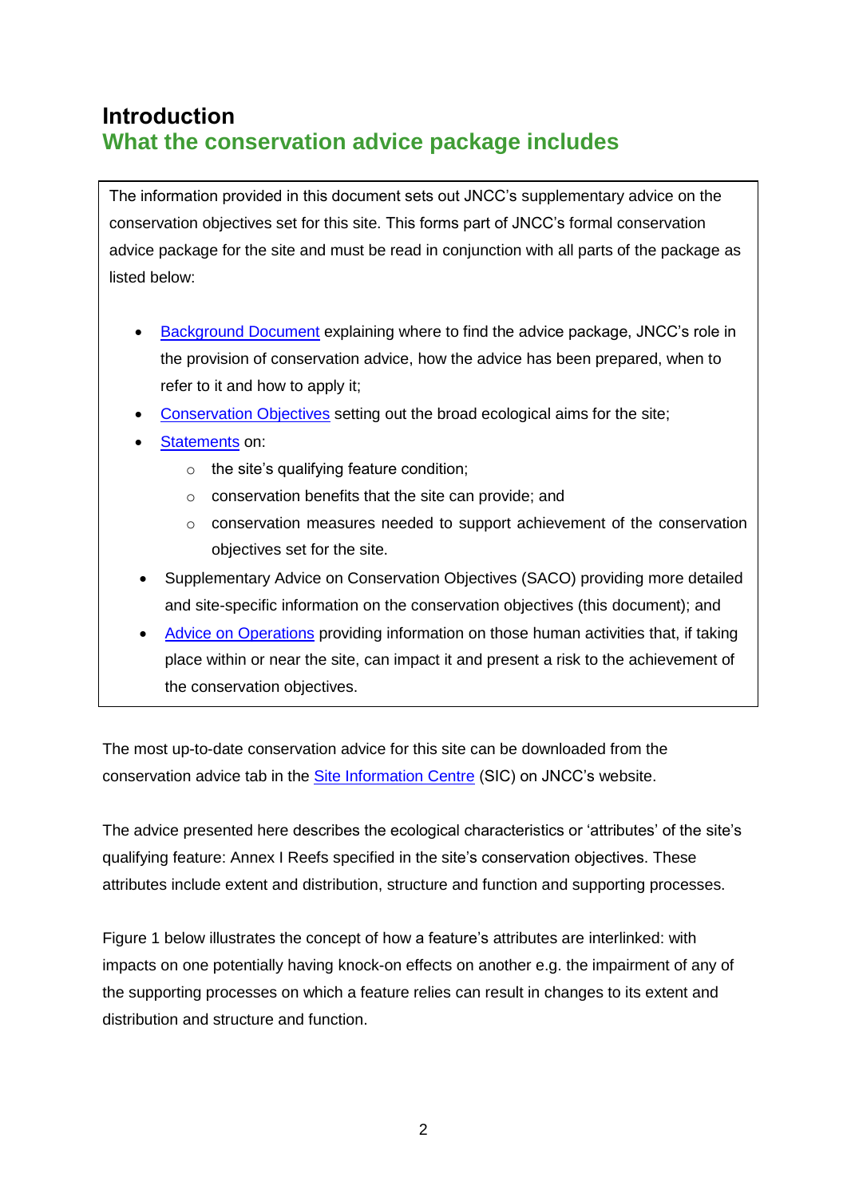# Introduction

## What the conservation advice package includes

The information provided in this document sets out JNCC's supplementary advice on the conservation objectives set for this site. This forms part of JNCC's formal conservation advice package for the site and must be read in conjunction with all parts of the package as listed below:

- Background Document explaining where to find the advice package, JNCC's role in the provision of conservation advice, how the advice has been prepared, when to refer to it and how to apply it;
- Conservation Objectives setting out the broad ecological aims for the site;
- Statements on:
  - the site's qualifying feature condition;
  - conservation benefits that the site can provide; and
  - conservation measures needed to support achievement of the conservation objectives set for the site.
- Supplementary Advice on Conservation Objectives (SACO) providing more detailed and site-specific information on the conservation objectives (this document); and
- Advice on Operations providing information on those human activities that, if taking place within or near the site, can impact it and present a risk to the achievement of the conservation objectives.

The most up-to-date conservation advice for this site can be downloaded from the conservation advice tab in the Site Information Centre (SIC) on JNCC's website.

The advice presented here describes the ecological characteristics or 'attributes' of the site's qualifying feature: Annex I Reefs specified in the site's conservation objectives. These attributes include extent and distribution, structure and function and supporting processes.

Figure 1 below illustrates the concept of how a feature's attributes are interlinked: with impacts on one potentially having knock-on effects on another e.g. the impairment of any of the supporting processes on which a feature relies can result in changes to its extent and distribution and structure and function.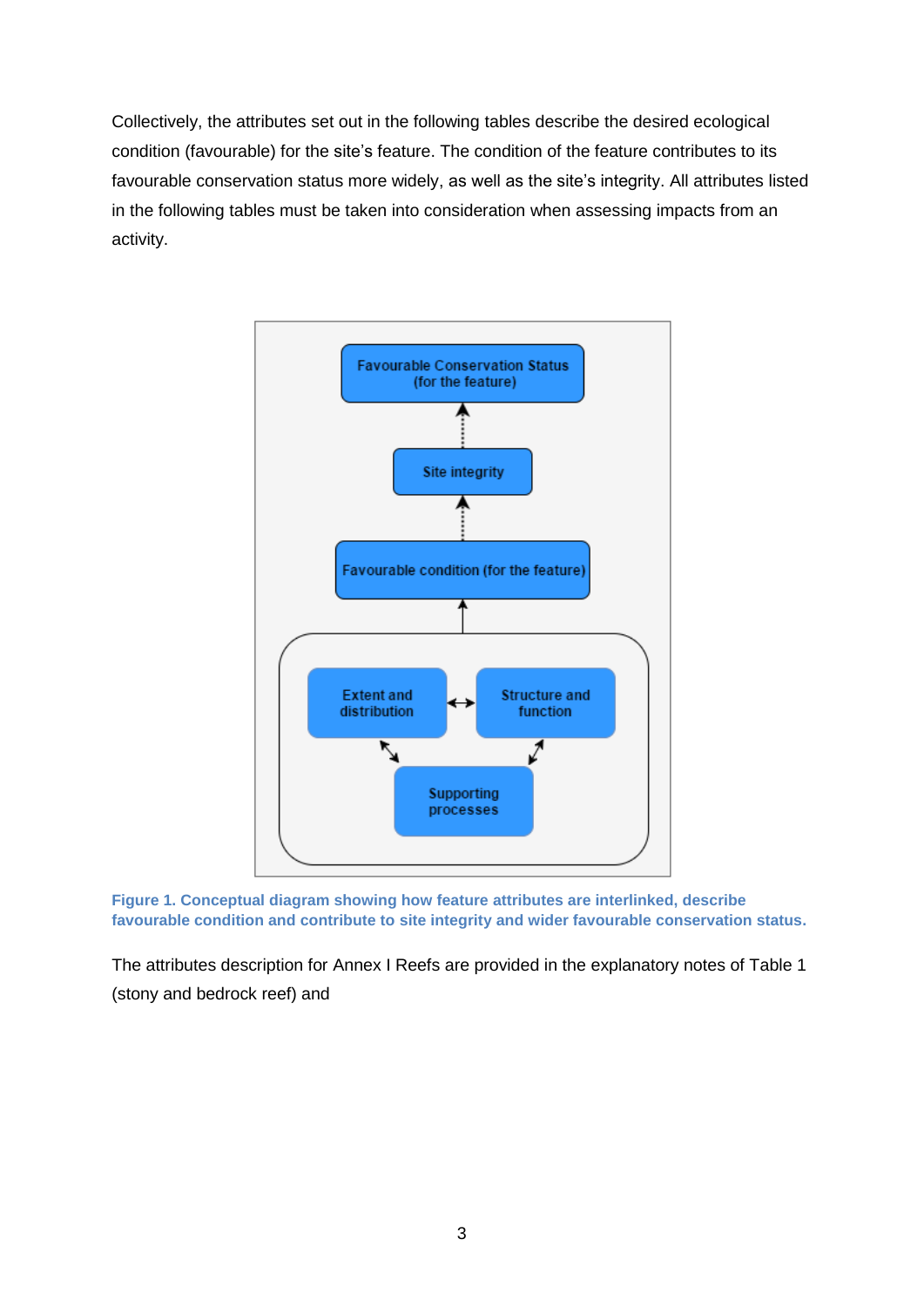Collectively, the attributes set out in the following tables describe the desired ecological condition (favourable) for the site's feature. The condition of the feature contributes to its favourable conservation status more widely, as well as the site's integrity. All attributes listed in the following tables must be taken into consideration when assessing impacts from an activity.

Favourable Conservation Status (for the feature)

Site integrity

Favourable condition (for the feature)

Extent and distribution

Structure and function

Supporting processes

**Figure 1. Conceptual diagram showing how feature attributes are interlinked, describe favourable condition and contribute to site integrity and wider favourable conservation status.**

The attributes description for Annex I Reefs are provided in the explanatory notes of Table 1 (stony and bedrock reef) and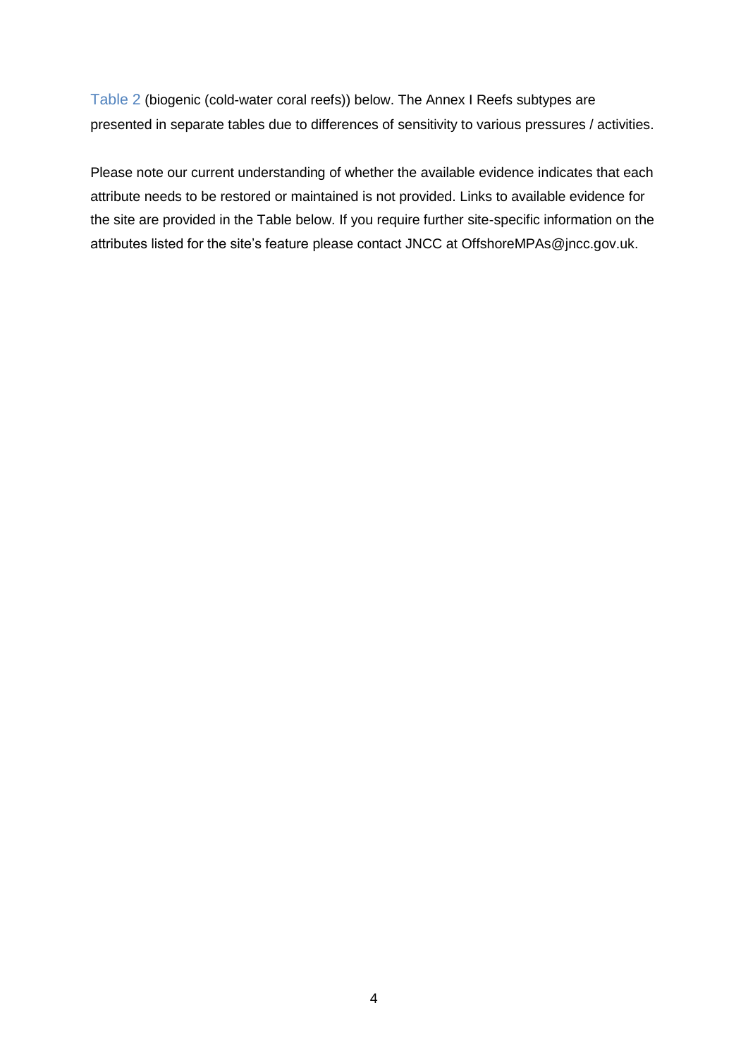Table 2 (biogenic (cold-water coral reefs)) below. The Annex I Reefs subtypes are presented in separate tables due to differences of sensitivity to various pressures / activities.

Please note our current understanding of whether the available evidence indicates that each attribute needs to be restored or maintained is not provided. Links to available evidence for the site are provided in the Table below. If you require further site-specific information on the attributes listed for the site's feature please contact JNCC at OffshoreMPAs@jncc.gov.uk.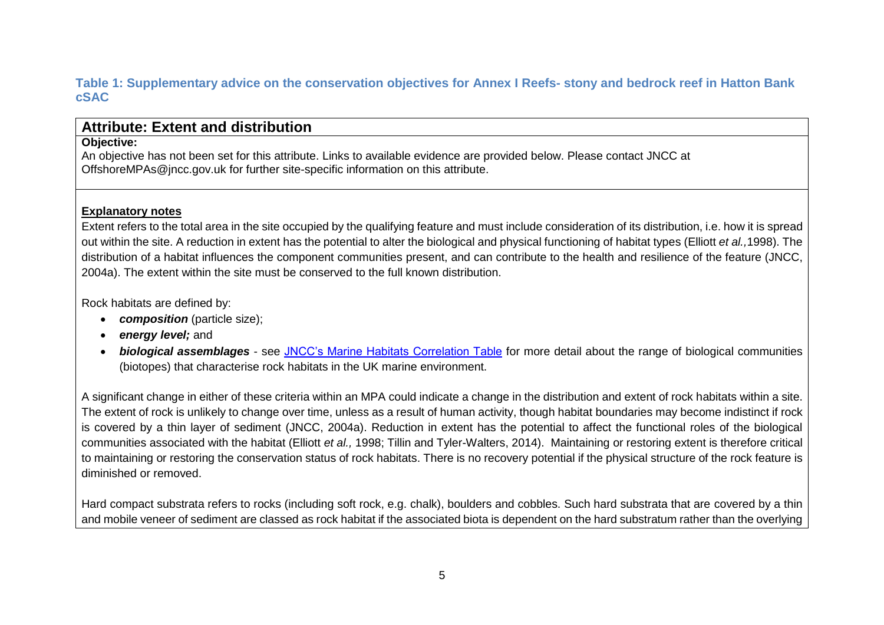**Table 1: Supplementary advice on the conservation objectives for Annex I Reefs- stony and bedrock reef in Hatton Bank cSAC**

## Attribute: Extent and distribution

**Objective:**

An objective has not been set for this attribute. Links to available evidence are provided below. Please contact JNCC at OffshoreMPAs@jncc.gov.uk for further site-specific information on this attribute.

**Explanatory notes**

Extent refers to the total area in the site occupied by the qualifying feature and must include consideration of its distribution, i.e. how it is spread out within the site. A reduction in extent has the potential to alter the biological and physical functioning of habitat types (Elliott *et al.,*1998). The distribution of a habitat influences the component communities present, and can contribute to the health and resilience of the feature (JNCC, 2004a). The extent within the site must be conserved to the full known distribution.

Rock habitats are defined by:

- ***composition*** (particle size);
- ***energy level;*** and
- ***biological assemblages*** - see JNCC's Marine Habitats Correlation Table for more detail about the range of biological communities (biotopes) that characterise rock habitats in the UK marine environment.

A significant change in either of these criteria within an MPA could indicate a change in the distribution and extent of rock habitats within a site. The extent of rock is unlikely to change over time, unless as a result of human activity, though habitat boundaries may become indistinct if rock is covered by a thin layer of sediment (JNCC, 2004a). Reduction in extent has the potential to affect the functional roles of the biological communities associated with the habitat (Elliott *et al.,* 1998; Tillin and Tyler-Walters, 2014). Maintaining or restoring extent is therefore critical to maintaining or restoring the conservation status of rock habitats. There is no recovery potential if the physical structure of the rock feature is diminished or removed.

Hard compact substrata refers to rocks (including soft rock, e.g. chalk), boulders and cobbles. Such hard substrata that are covered by a thin and mobile veneer of sediment are classed as rock habitat if the associated biota is dependent on the hard substratum rather than the overlying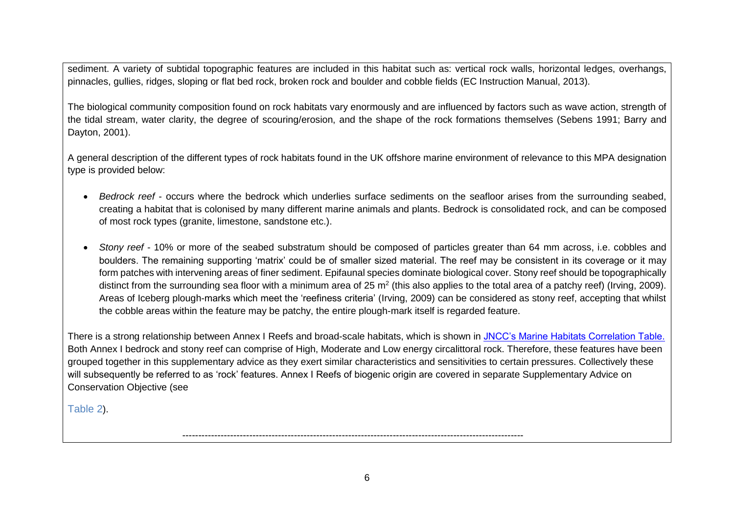sediment. A variety of subtidal topographic features are included in this habitat such as: vertical rock walls, horizontal ledges, overhangs, pinnacles, gullies, ridges, sloping or flat bed rock, broken rock and boulder and cobble fields (EC Instruction Manual, 2013).

The biological community composition found on rock habitats vary enormously and are influenced by factors such as wave action, strength of the tidal stream, water clarity, the degree of scouring/erosion, and the shape of the rock formations themselves (Sebens 1991; Barry and Dayton, 2001).

A general description of the different types of rock habitats found in the UK offshore marine environment of relevance to this MPA designation type is provided below:

- *Bedrock reef* - occurs where the bedrock which underlies surface sediments on the seafloor arises from the surrounding seabed, creating a habitat that is colonised by many different marine animals and plants. Bedrock is consolidated rock, and can be composed of most rock types (granite, limestone, sandstone etc.).

- *Stony reef* - 10% or more of the seabed substratum should be composed of particles greater than 64 mm across, i.e. cobbles and boulders. The remaining supporting 'matrix' could be of smaller sized material. The reef may be consistent in its coverage or it may form patches with intervening areas of finer sediment. Epifaunal species dominate biological cover. Stony reef should be topographically distinct from the surrounding sea floor with a minimum area of 25 $m^2$ (this also applies to the total area of a patchy reef) (Irving, 2009). Areas of Iceberg plough-marks which meet the 'reefiness criteria' (Irving, 2009) can be considered as stony reef, accepting that whilst the cobble areas within the feature may be patchy, the entire plough-mark itself is regarded feature.

There is a strong relationship between Annex I Reefs and broad-scale habitats, which is shown in JNCC's Marine Habitats Correlation Table. Both Annex I bedrock and stony reef can comprise of High, Moderate and Low energy circalittoral rock. Therefore, these features have been grouped together in this supplementary advice as they exert similar characteristics and sensitivities to certain pressures. Collectively these will subsequently be referred to as 'rock' features. Annex I Reefs of biogenic origin are covered in separate Supplementary Advice on Conservation Objective (see

Table 2).

---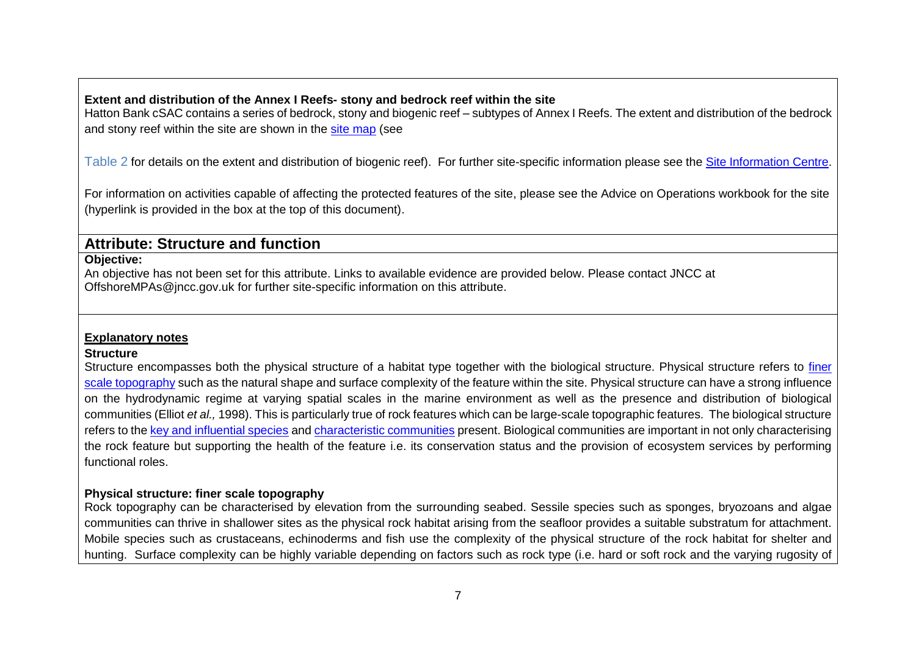**Extent and distribution of the Annex I Reefs- stony and bedrock reef within the site**

Hatton Bank cSAC contains a series of bedrock, stony and biogenic reef – subtypes of Annex I Reefs. The extent and distribution of the bedrock and stony reef within the site are shown in the site map (see

Table 2 for details on the extent and distribution of biogenic reef). For further site-specific information please see the Site Information Centre.

For information on activities capable of affecting the protected features of the site, please see the Advice on Operations workbook for the site (hyperlink is provided in the box at the top of this document).

## Attribute: Structure and function

**Objective:**

An objective has not been set for this attribute. Links to available evidence are provided below. Please contact JNCC at OffshoreMPAs@jncc.gov.uk for further site-specific information on this attribute.

**Explanatory notes**

**Structure**

Structure encompasses both the physical structure of a habitat type together with the biological structure. Physical structure refers to finer scale topography such as the natural shape and surface complexity of the feature within the site. Physical structure can have a strong influence on the hydrodynamic regime at varying spatial scales in the marine environment as well as the presence and distribution of biological communities (Elliot *et al.,* 1998). This is particularly true of rock features which can be large-scale topographic features. The biological structure refers to the key and influential species and characteristic communities present. Biological communities are important in not only characterising the rock feature but supporting the health of the feature i.e. its conservation status and the provision of ecosystem services by performing functional roles.

**Physical structure: finer scale topography**

Rock topography can be characterised by elevation from the surrounding seabed. Sessile species such as sponges, bryozoans and algae communities can thrive in shallower sites as the physical rock habitat arising from the seafloor provides a suitable substratum for attachment. Mobile species such as crustaceans, echinoderms and fish use the complexity of the physical structure of the rock habitat for shelter and hunting. Surface complexity can be highly variable depending on factors such as rock type (i.e. hard or soft rock and the varying rugosity of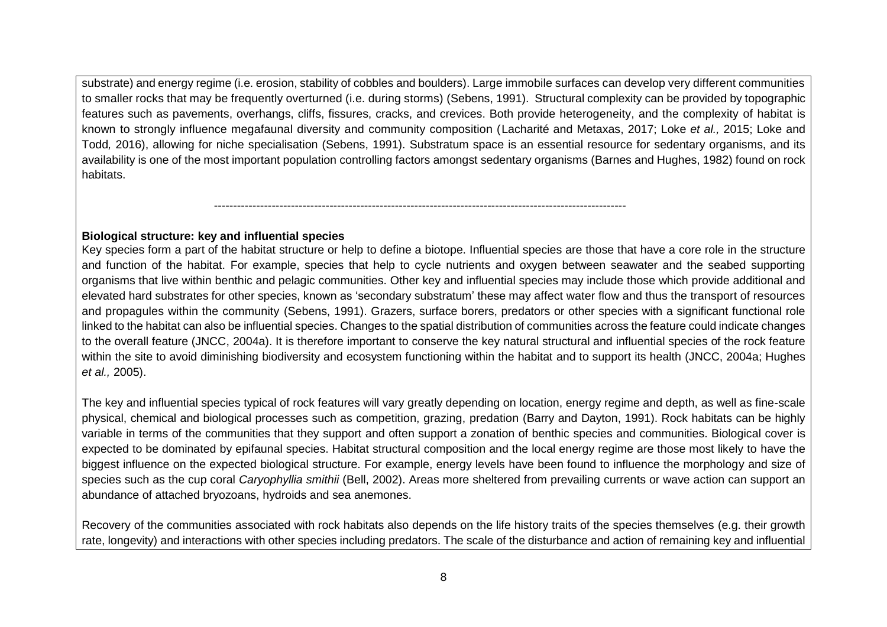substrate) and energy regime (i.e. erosion, stability of cobbles and boulders). Large immobile surfaces can develop very different communities to smaller rocks that may be frequently overturned (i.e. during storms) (Sebens, 1991). Structural complexity can be provided by topographic features such as pavements, overhangs, cliffs, fissures, cracks, and crevices. Both provide heterogeneity, and the complexity of habitat is known to strongly influence megafaunal diversity and community composition (Lacharité and Metaxas, 2017; Loke *et al.,* 2015; Loke and Todd*,* 2016), allowing for niche specialisation (Sebens, 1991). Substratum space is an essential resource for sedentary organisms, and its availability is one of the most important population controlling factors amongst sedentary organisms (Barnes and Hughes, 1982) found on rock habitats.

---

**Biological structure: key and influential species**

Key species form a part of the habitat structure or help to define a biotope. Influential species are those that have a core role in the structure and function of the habitat. For example, species that help to cycle nutrients and oxygen between seawater and the seabed supporting organisms that live within benthic and pelagic communities. Other key and influential species may include those which provide additional and elevated hard substrates for other species, known as 'secondary substratum' these may affect water flow and thus the transport of resources and propagules within the community (Sebens, 1991). Grazers, surface borers, predators or other species with a significant functional role linked to the habitat can also be influential species. Changes to the spatial distribution of communities across the feature could indicate changes to the overall feature (JNCC, 2004a). It is therefore important to conserve the key natural structural and influential species of the rock feature within the site to avoid diminishing biodiversity and ecosystem functioning within the habitat and to support its health (JNCC, 2004a; Hughes *et al.,* 2005).

The key and influential species typical of rock features will vary greatly depending on location, energy regime and depth, as well as fine-scale physical, chemical and biological processes such as competition, grazing, predation (Barry and Dayton, 1991). Rock habitats can be highly variable in terms of the communities that they support and often support a zonation of benthic species and communities. Biological cover is expected to be dominated by epifaunal species. Habitat structural composition and the local energy regime are those most likely to have the biggest influence on the expected biological structure. For example, energy levels have been found to influence the morphology and size of species such as the cup coral *Caryophyllia smithii* (Bell, 2002). Areas more sheltered from prevailing currents or wave action can support an abundance of attached bryozoans, hydroids and sea anemones.

Recovery of the communities associated with rock habitats also depends on the life history traits of the species themselves (e.g. their growth rate, longevity) and interactions with other species including predators. The scale of the disturbance and action of remaining key and influential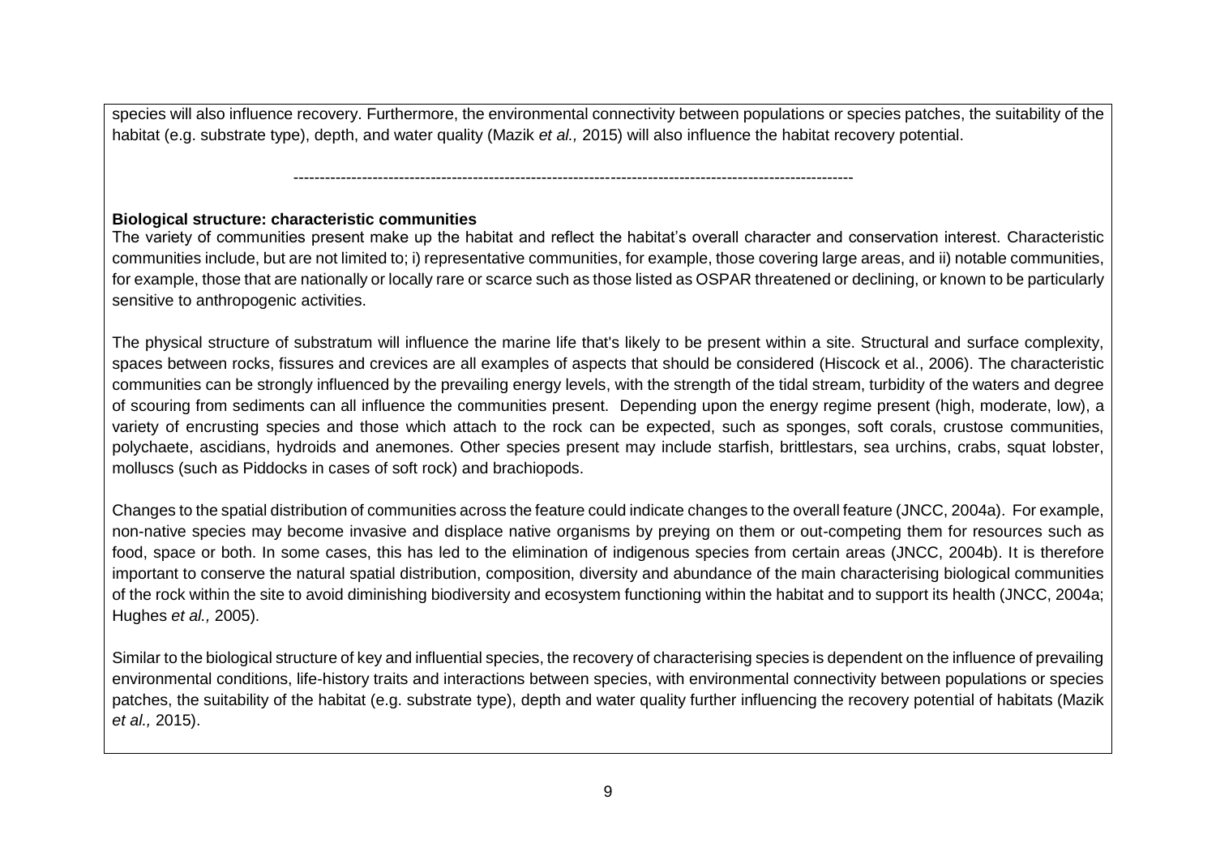species will also influence recovery. Furthermore, the environmental connectivity between populations or species patches, the suitability of the habitat (e.g. substrate type), depth, and water quality (Mazik *et al.,* 2015) will also influence the habitat recovery potential.

------------------------------------------------------------------------------------------------------------

**Biological structure: characteristic communities**

The variety of communities present make up the habitat and reflect the habitat's overall character and conservation interest. Characteristic communities include, but are not limited to; i) representative communities, for example, those covering large areas, and ii) notable communities, for example, those that are nationally or locally rare or scarce such as those listed as OSPAR threatened or declining, or known to be particularly sensitive to anthropogenic activities.

The physical structure of substratum will influence the marine life that's likely to be present within a site. Structural and surface complexity, spaces between rocks, fissures and crevices are all examples of aspects that should be considered (Hiscock et al., 2006). The characteristic communities can be strongly influenced by the prevailing energy levels, with the strength of the tidal stream, turbidity of the waters and degree of scouring from sediments can all influence the communities present. Depending upon the energy regime present (high, moderate, low), a variety of encrusting species and those which attach to the rock can be expected, such as sponges, soft corals, crustose communities, polychaete, ascidians, hydroids and anemones. Other species present may include starfish, brittlestars, sea urchins, crabs, squat lobster, molluscs (such as Piddocks in cases of soft rock) and brachiopods.

Changes to the spatial distribution of communities across the feature could indicate changes to the overall feature (JNCC, 2004a). For example, non-native species may become invasive and displace native organisms by preying on them or out-competing them for resources such as food, space or both. In some cases, this has led to the elimination of indigenous species from certain areas (JNCC, 2004b). It is therefore important to conserve the natural spatial distribution, composition, diversity and abundance of the main characterising biological communities of the rock within the site to avoid diminishing biodiversity and ecosystem functioning within the habitat and to support its health (JNCC, 2004a; Hughes *et al.,* 2005).

Similar to the biological structure of key and influential species, the recovery of characterising species is dependent on the influence of prevailing environmental conditions, life-history traits and interactions between species, with environmental connectivity between populations or species patches, the suitability of the habitat (e.g. substrate type), depth and water quality further influencing the recovery potential of habitats (Mazik *et al.,* 2015).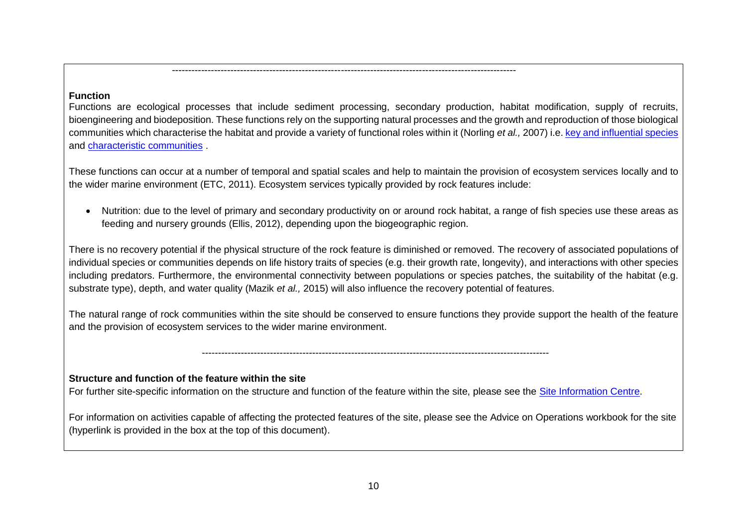---

**Function**

Functions are ecological processes that include sediment processing, secondary production, habitat modification, supply of recruits, bioengineering and biodeposition. These functions rely on the supporting natural processes and the growth and reproduction of those biological communities which characterise the habitat and provide a variety of functional roles within it (Norling *et al.,* 2007) i.e. key and influential species and characteristic communities .

These functions can occur at a number of temporal and spatial scales and help to maintain the provision of ecosystem services locally and to the wider marine environment (ETC, 2011). Ecosystem services typically provided by rock features include:

- Nutrition: due to the level of primary and secondary productivity on or around rock habitat, a range of fish species use these areas as feeding and nursery grounds (Ellis, 2012), depending upon the biogeographic region.

There is no recovery potential if the physical structure of the rock feature is diminished or removed. The recovery of associated populations of individual species or communities depends on life history traits of species (e.g. their growth rate, longevity), and interactions with other species including predators. Furthermore, the environmental connectivity between populations or species patches, the suitability of the habitat (e.g. substrate type), depth, and water quality (Mazik *et al.,* 2015) will also influence the recovery potential of features.

The natural range of rock communities within the site should be conserved to ensure functions they provide support the health of the feature and the provision of ecosystem services to the wider marine environment.

---

**Structure and function of the feature within the site**

For further site-specific information on the structure and function of the feature within the site, please see the Site Information Centre.

For information on activities capable of affecting the protected features of the site, please see the Advice on Operations workbook for the site (hyperlink is provided in the box at the top of this document).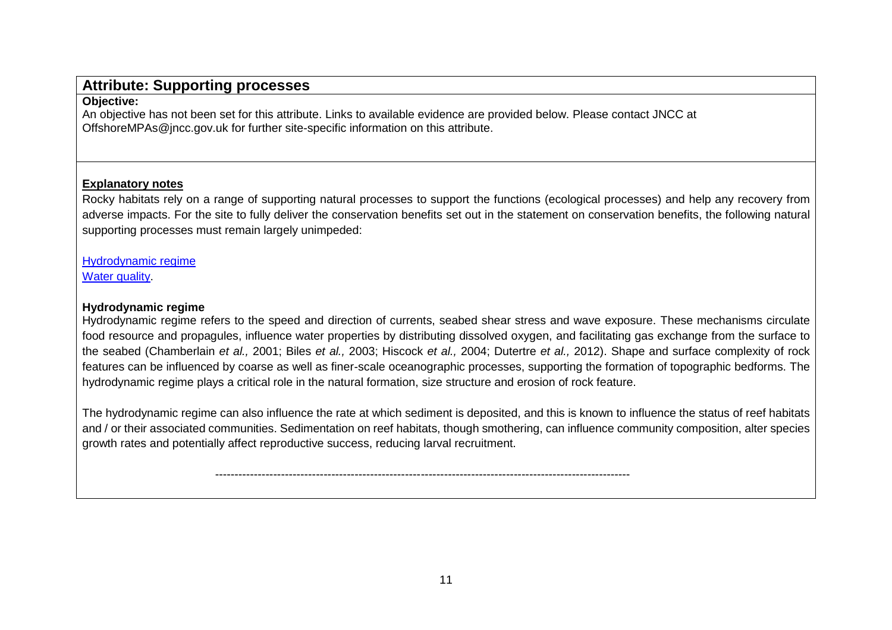## Attribute: Supporting processes

**Objective:**

An objective has not been set for this attribute. Links to available evidence are provided below. Please contact JNCC at OffshoreMPAs@jncc.gov.uk for further site-specific information on this attribute.

**Explanatory notes**

Rocky habitats rely on a range of supporting natural processes to support the functions (ecological processes) and help any recovery from adverse impacts. For the site to fully deliver the conservation benefits set out in the statement on conservation benefits, the following natural supporting processes must remain largely unimpeded:

Hydrodynamic regime
Water quality.

**Hydrodynamic regime**

Hydrodynamic regime refers to the speed and direction of currents, seabed shear stress and wave exposure. These mechanisms circulate food resource and propagules, influence water properties by distributing dissolved oxygen, and facilitating gas exchange from the surface to the seabed (Chamberlain *et al.,* 2001; Biles *et al.,* 2003; Hiscock *et al.,* 2004; Dutertre *et al.,* 2012). Shape and surface complexity of rock features can be influenced by coarse as well as finer-scale oceanographic processes, supporting the formation of topographic bedforms. The hydrodynamic regime plays a critical role in the natural formation, size structure and erosion of rock feature.

The hydrodynamic regime can also influence the rate at which sediment is deposited, and this is known to influence the status of reef habitats and / or their associated communities. Sedimentation on reef habitats, though smothering, can influence community composition, alter species growth rates and potentially affect reproductive success, reducing larval recruitment.

-----------------------------------------------------------------------------------------------------------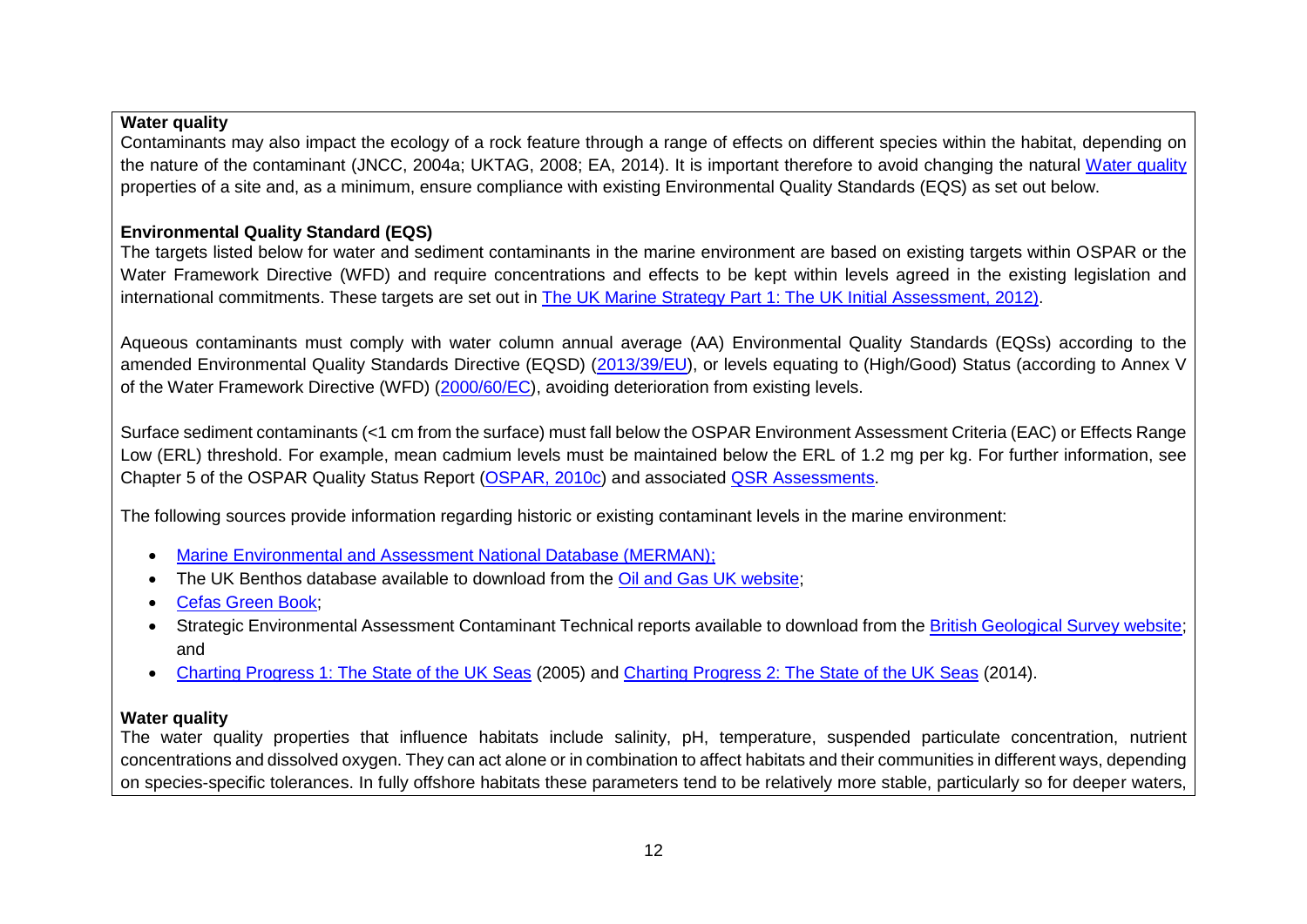**Water quality**

Contaminants may also impact the ecology of a rock feature through a range of effects on different species within the habitat, depending on the nature of the contaminant (JNCC, 2004a; UKTAG, 2008; EA, 2014). It is important therefore to avoid changing the natural Water quality properties of a site and, as a minimum, ensure compliance with existing Environmental Quality Standards (EQS) as set out below.

**Environmental Quality Standard (EQS)**

The targets listed below for water and sediment contaminants in the marine environment are based on existing targets within OSPAR or the Water Framework Directive (WFD) and require concentrations and effects to be kept within levels agreed in the existing legislation and international commitments. These targets are set out in The UK Marine Strategy Part 1: The UK Initial Assessment, 2012).

Aqueous contaminants must comply with water column annual average (AA) Environmental Quality Standards (EQSs) according to the amended Environmental Quality Standards Directive (EQSD) (2013/39/EU), or levels equating to (High/Good) Status (according to Annex V of the Water Framework Directive (WFD) (2000/60/EC), avoiding deterioration from existing levels.

Surface sediment contaminants (<1 cm from the surface) must fall below the OSPAR Environment Assessment Criteria (EAC) or Effects Range Low (ERL) threshold. For example, mean cadmium levels must be maintained below the ERL of 1.2 mg per kg. For further information, see Chapter 5 of the OSPAR Quality Status Report (OSPAR, 2010c) and associated QSR Assessments.

The following sources provide information regarding historic or existing contaminant levels in the marine environment:

- Marine Environmental and Assessment National Database (MERMAN);
- The UK Benthos database available to download from the Oil and Gas UK website;
- Cefas Green Book;
- Strategic Environmental Assessment Contaminant Technical reports available to download from the British Geological Survey website; and
- Charting Progress 1: The State of the UK Seas (2005) and Charting Progress 2: The State of the UK Seas (2014).

**Water quality**

The water quality properties that influence habitats include salinity, pH, temperature, suspended particulate concentration, nutrient concentrations and dissolved oxygen. They can act alone or in combination to affect habitats and their communities in different ways, depending on species-specific tolerances. In fully offshore habitats these parameters tend to be relatively more stable, particularly so for deeper waters,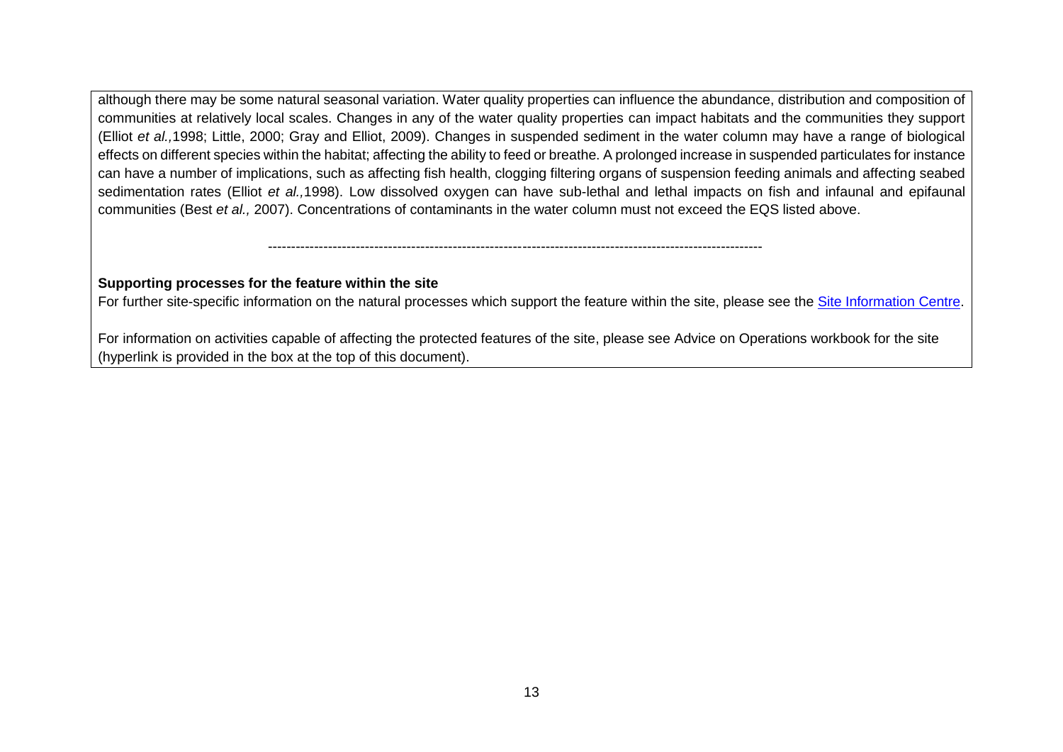although there may be some natural seasonal variation. Water quality properties can influence the abundance, distribution and composition of communities at relatively local scales. Changes in any of the water quality properties can impact habitats and the communities they support (Elliot *et al.,*1998; Little, 2000; Gray and Elliot, 2009). Changes in suspended sediment in the water column may have a range of biological effects on different species within the habitat; affecting the ability to feed or breathe. A prolonged increase in suspended particulates for instance can have a number of implications, such as affecting fish health, clogging filtering organs of suspension feeding animals and affecting seabed sedimentation rates (Elliot *et al.,*1998). Low dissolved oxygen can have sub-lethal and lethal impacts on fish and infaunal and epifaunal communities (Best *et al.,* 2007). Concentrations of contaminants in the water column must not exceed the EQS listed above.

------------------------------------------------------------------------------------------------------------

**Supporting processes for the feature within the site**

For further site-specific information on the natural processes which support the feature within the site, please see the Site Information Centre.

For information on activities capable of affecting the protected features of the site, please see Advice on Operations workbook for the site (hyperlink is provided in the box at the top of this document).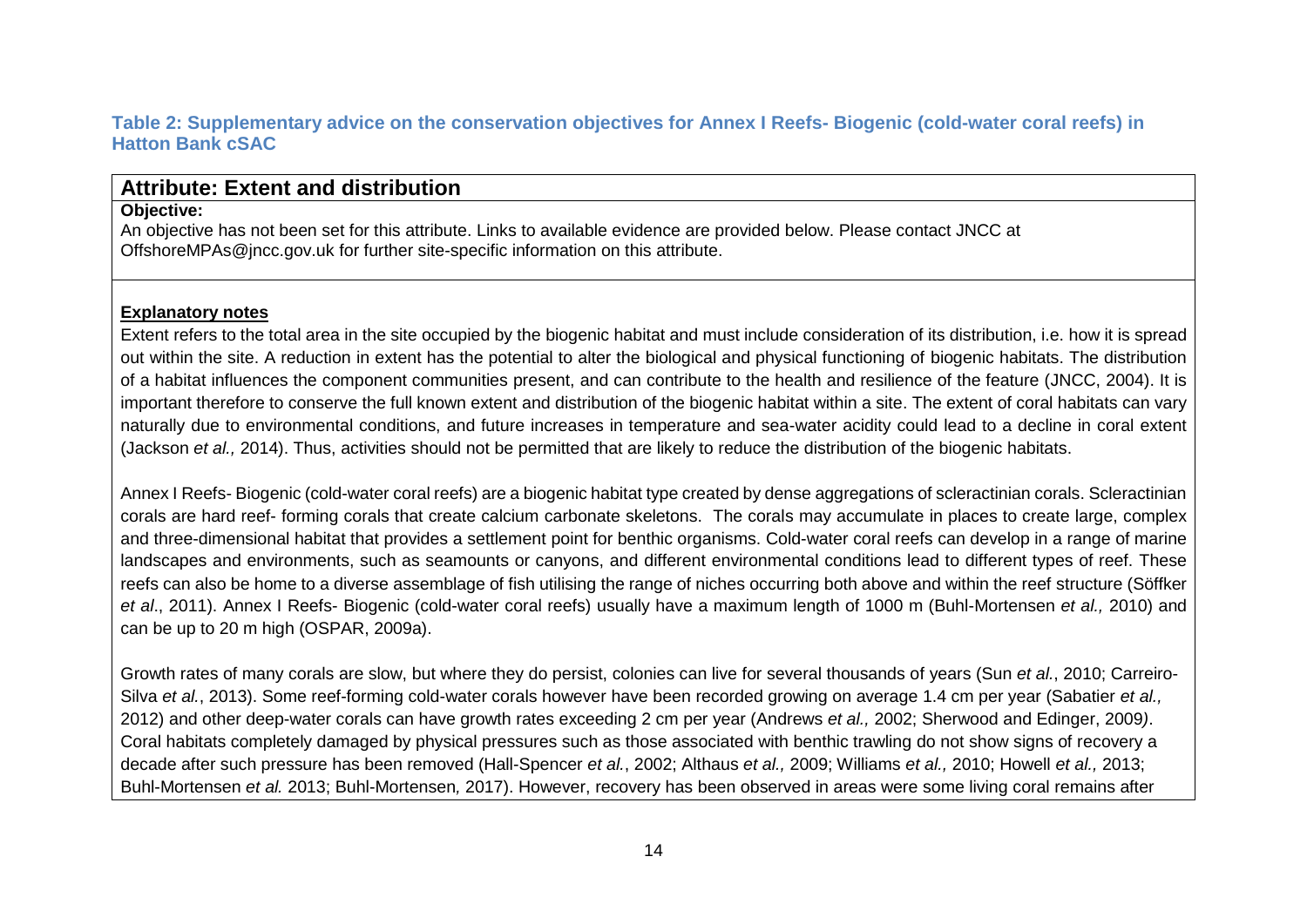**Table 2: Supplementary advice on the conservation objectives for Annex I Reefs- Biogenic (cold-water coral reefs) in Hatton Bank cSAC**

## Attribute: Extent and distribution

**Objective:**

An objective has not been set for this attribute. Links to available evidence are provided below. Please contact JNCC at OffshoreMPAs@jncc.gov.uk for further site-specific information on this attribute.

**Explanatory notes**

Extent refers to the total area in the site occupied by the biogenic habitat and must include consideration of its distribution, i.e. how it is spread out within the site. A reduction in extent has the potential to alter the biological and physical functioning of biogenic habitats. The distribution of a habitat influences the component communities present, and can contribute to the health and resilience of the feature (JNCC, 2004). It is important therefore to conserve the full known extent and distribution of the biogenic habitat within a site. The extent of coral habitats can vary naturally due to environmental conditions, and future increases in temperature and sea-water acidity could lead to a decline in coral extent (Jackson *et al.,* 2014). Thus, activities should not be permitted that are likely to reduce the distribution of the biogenic habitats.

Annex I Reefs- Biogenic (cold-water coral reefs) are a biogenic habitat type created by dense aggregations of scleractinian corals. Scleractinian corals are hard reef- forming corals that create calcium carbonate skeletons. The corals may accumulate in places to create large, complex and three-dimensional habitat that provides a settlement point for benthic organisms. Cold-water coral reefs can develop in a range of marine landscapes and environments, such as seamounts or canyons, and different environmental conditions lead to different types of reef. These reefs can also be home to a diverse assemblage of fish utilising the range of niches occurring both above and within the reef structure (Söffker *et al*., 2011). Annex I Reefs- Biogenic (cold-water coral reefs) usually have a maximum length of 1000 m (Buhl-Mortensen *et al.,* 2010) and can be up to 20 m high (OSPAR, 2009a).

Growth rates of many corals are slow, but where they do persist, colonies can live for several thousands of years (Sun *et al.*, 2010; Carreiro-Silva *et al.*, 2013). Some reef-forming cold-water corals however have been recorded growing on average 1.4 cm per year (Sabatier *et al.,* 2012) and other deep-water corals can have growth rates exceeding 2 cm per year (Andrews *et al.,* 2002; Sherwood and Edinger, 2009). Coral habitats completely damaged by physical pressures such as those associated with benthic trawling do not show signs of recovery a decade after such pressure has been removed (Hall-Spencer *et al.*, 2002; Althaus *et al.,* 2009; Williams *et al.,* 2010; Howell *et al.,* 2013; Buhl-Mortensen *et al.* 2013; Buhl-Mortensen*,* 2017). However, recovery has been observed in areas were some living coral remains after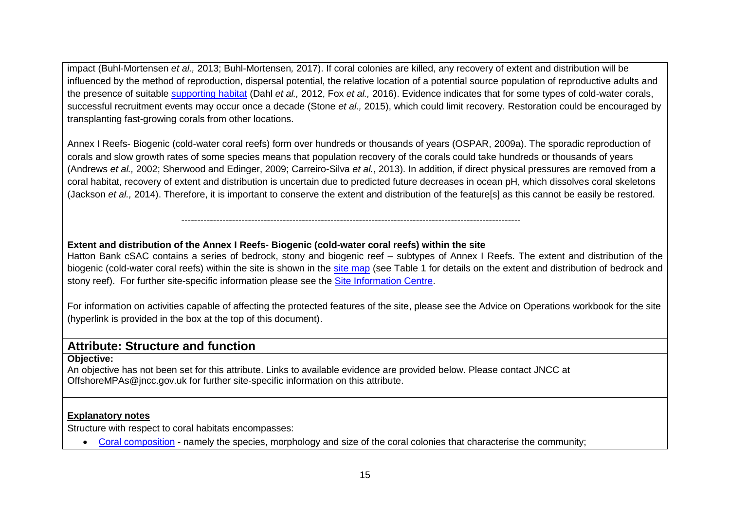impact (Buhl-Mortensen *et al.,* 2013; Buhl-Mortensen*,* 2017). If coral colonies are killed, any recovery of extent and distribution will be influenced by the method of reproduction, dispersal potential, the relative location of a potential source population of reproductive adults and the presence of suitable supporting habitat (Dahl *et al.,* 2012, Fox *et al.,* 2016). Evidence indicates that for some types of cold-water corals, successful recruitment events may occur once a decade (Stone *et al.,* 2015), which could limit recovery. Restoration could be encouraged by transplanting fast-growing corals from other locations.

Annex I Reefs- Biogenic (cold-water coral reefs) form over hundreds or thousands of years (OSPAR, 2009a). The sporadic reproduction of corals and slow growth rates of some species means that population recovery of the corals could take hundreds or thousands of years (Andrews *et al.,* 2002; Sherwood and Edinger, 2009; Carreiro-Silva *et al.*, 2013). In addition, if direct physical pressures are removed from a coral habitat, recovery of extent and distribution is uncertain due to predicted future decreases in ocean pH, which dissolves coral skeletons (Jackson *et al.,* 2014). Therefore, it is important to conserve the extent and distribution of the feature[s] as this cannot be easily be restored.

---

**Extent and distribution of the Annex I Reefs- Biogenic (cold-water coral reefs) within the site**

Hatton Bank cSAC contains a series of bedrock, stony and biogenic reef – subtypes of Annex I Reefs. The extent and distribution of the biogenic (cold-water coral reefs) within the site is shown in the site map (see Table 1 for details on the extent and distribution of bedrock and stony reef). For further site-specific information please see the Site Information Centre.

For information on activities capable of affecting the protected features of the site, please see the Advice on Operations workbook for the site (hyperlink is provided in the box at the top of this document).

## Attribute: Structure and function

**Objective:**

An objective has not been set for this attribute. Links to available evidence are provided below. Please contact JNCC at OffshoreMPAs@jncc.gov.uk for further site-specific information on this attribute.

**Explanatory notes**

Structure with respect to coral habitats encompasses:

- Coral composition - namely the species, morphology and size of the coral colonies that characterise the community;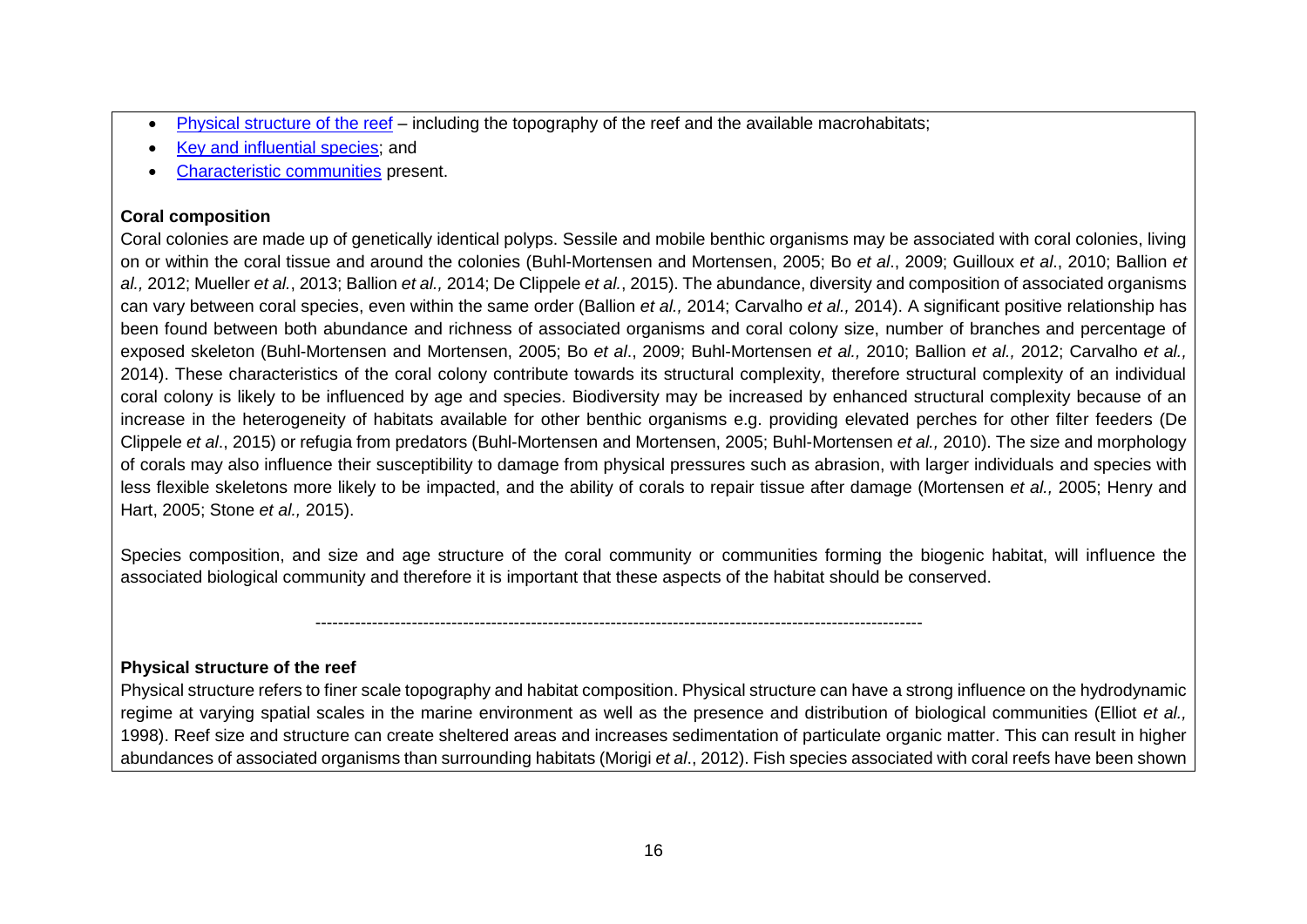- Physical structure of the reef – including the topography of the reef and the available macrohabitats;
- Key and influential species; and
- Characteristic communities present.

**Coral composition**

Coral colonies are made up of genetically identical polyps. Sessile and mobile benthic organisms may be associated with coral colonies, living on or within the coral tissue and around the colonies (Buhl-Mortensen and Mortensen, 2005; Bo *et al*., 2009; Guilloux *et al*., 2010; Ballion *et al.,* 2012; Mueller *et al*., 2013; Ballion *et al.,* 2014; De Clippele *et al*., 2015). The abundance, diversity and composition of associated organisms can vary between coral species, even within the same order (Ballion *et al.,* 2014; Carvalho *et al.,* 2014). A significant positive relationship has been found between both abundance and richness of associated organisms and coral colony size, number of branches and percentage of exposed skeleton (Buhl-Mortensen and Mortensen, 2005; Bo *et al*., 2009; Buhl-Mortensen *et al.,* 2010; Ballion *et al.,* 2012; Carvalho *et al.,* 2014). These characteristics of the coral colony contribute towards its structural complexity, therefore structural complexity of an individual coral colony is likely to be influenced by age and species. Biodiversity may be increased by enhanced structural complexity because of an increase in the heterogeneity of habitats available for other benthic organisms e.g. providing elevated perches for other filter feeders (De Clippele *et al*., 2015) or refugia from predators (Buhl-Mortensen and Mortensen, 2005; Buhl-Mortensen *et al.,* 2010). The size and morphology of corals may also influence their susceptibility to damage from physical pressures such as abrasion, with larger individuals and species with less flexible skeletons more likely to be impacted, and the ability of corals to repair tissue after damage (Mortensen *et al.,* 2005; Henry and Hart, 2005; Stone *et al.,* 2015).

Species composition, and size and age structure of the coral community or communities forming the biogenic habitat, will influence the associated biological community and therefore it is important that these aspects of the habitat should be conserved.

-----------------------------------------------------------------------------------------------------------

**Physical structure of the reef**

Physical structure refers to finer scale topography and habitat composition. Physical structure can have a strong influence on the hydrodynamic regime at varying spatial scales in the marine environment as well as the presence and distribution of biological communities (Elliot *et al.,* 1998). Reef size and structure can create sheltered areas and increases sedimentation of particulate organic matter. This can result in higher abundances of associated organisms than surrounding habitats (Morigi *et al*., 2012). Fish species associated with coral reefs have been shown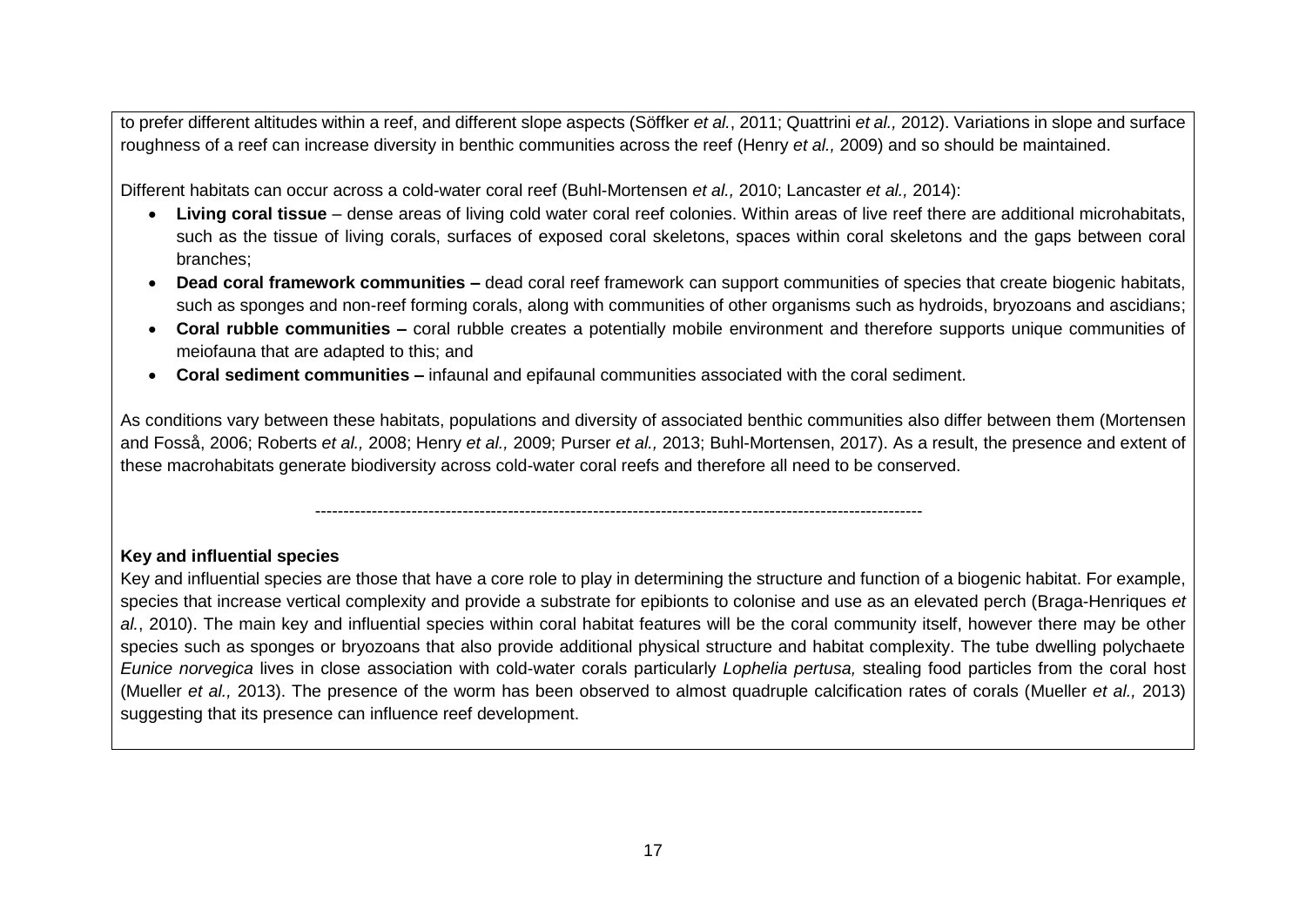to prefer different altitudes within a reef, and different slope aspects (Söffker *et al.*, 2011; Quattrini *et al.,* 2012). Variations in slope and surface roughness of a reef can increase diversity in benthic communities across the reef (Henry *et al.,* 2009) and so should be maintained.

Different habitats can occur across a cold-water coral reef (Buhl-Mortensen *et al.,* 2010; Lancaster *et al.,* 2014):

- **Living coral tissue** – dense areas of living cold water coral reef colonies. Within areas of live reef there are additional microhabitats, such as the tissue of living corals, surfaces of exposed coral skeletons, spaces within coral skeletons and the gaps between coral branches;
- **Dead coral framework communities –** dead coral reef framework can support communities of species that create biogenic habitats, such as sponges and non-reef forming corals, along with communities of other organisms such as hydroids, bryozoans and ascidians;
- **Coral rubble communities –** coral rubble creates a potentially mobile environment and therefore supports unique communities of meiofauna that are adapted to this; and
- **Coral sediment communities –** infaunal and epifaunal communities associated with the coral sediment.

As conditions vary between these habitats, populations and diversity of associated benthic communities also differ between them (Mortensen and Fosså, 2006; Roberts *et al.,* 2008; Henry *et al.,* 2009; Purser *et al.,* 2013; Buhl-Mortensen, 2017). As a result, the presence and extent of these macrohabitats generate biodiversity across cold-water coral reefs and therefore all need to be conserved.

------------------------------------------------------------------------------------------------------------

**Key and influential species**

Key and influential species are those that have a core role to play in determining the structure and function of a biogenic habitat. For example, species that increase vertical complexity and provide a substrate for epibionts to colonise and use as an elevated perch (Braga-Henriques *et al.*, 2010). The main key and influential species within coral habitat features will be the coral community itself, however there may be other species such as sponges or bryozoans that also provide additional physical structure and habitat complexity. The tube dwelling polychaete *Eunice norvegica* lives in close association with cold-water corals particularly *Lophelia pertusa,* stealing food particles from the coral host (Mueller *et al.,* 2013). The presence of the worm has been observed to almost quadruple calcification rates of corals (Mueller *et al.,* 2013) suggesting that its presence can influence reef development.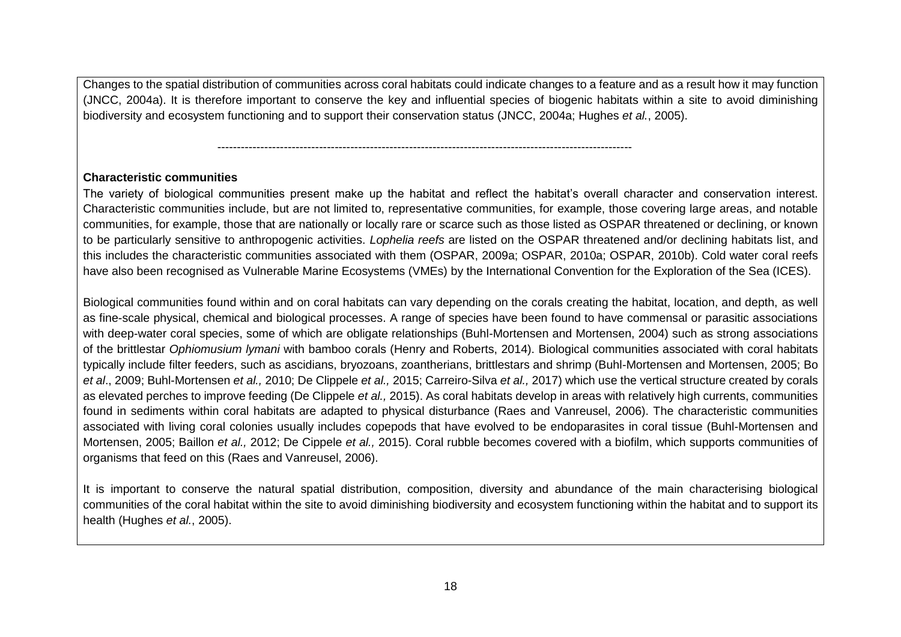Changes to the spatial distribution of communities across coral habitats could indicate changes to a feature and as a result how it may function (JNCC, 2004a). It is therefore important to conserve the key and influential species of biogenic habitats within a site to avoid diminishing biodiversity and ecosystem functioning and to support their conservation status (JNCC, 2004a; Hughes *et al.*, 2005).

---

**Characteristic communities**

The variety of biological communities present make up the habitat and reflect the habitat's overall character and conservation interest. Characteristic communities include, but are not limited to, representative communities, for example, those covering large areas, and notable communities, for example, those that are nationally or locally rare or scarce such as those listed as OSPAR threatened or declining, or known to be particularly sensitive to anthropogenic activities. *Lophelia reefs* are listed on the OSPAR threatened and/or declining habitats list, and this includes the characteristic communities associated with them (OSPAR, 2009a; OSPAR, 2010a; OSPAR, 2010b). Cold water coral reefs have also been recognised as Vulnerable Marine Ecosystems (VMEs) by the International Convention for the Exploration of the Sea (ICES).

Biological communities found within and on coral habitats can vary depending on the corals creating the habitat, location, and depth, as well as fine-scale physical, chemical and biological processes. A range of species have been found to have commensal or parasitic associations with deep-water coral species, some of which are obligate relationships (Buhl-Mortensen and Mortensen, 2004) such as strong associations of the brittlestar *Ophiomusium lymani* with bamboo corals (Henry and Roberts, 2014). Biological communities associated with coral habitats typically include filter feeders, such as ascidians, bryozoans, zoantherians, brittlestars and shrimp (Buhl-Mortensen and Mortensen, 2005; Bo *et al*., 2009; Buhl-Mortensen *et al.,* 2010; De Clippele *et al.,* 2015; Carreiro-Silva *et al.,* 2017) which use the vertical structure created by corals as elevated perches to improve feeding (De Clippele *et al.,* 2015). As coral habitats develop in areas with relatively high currents, communities found in sediments within coral habitats are adapted to physical disturbance (Raes and Vanreusel, 2006). The characteristic communities associated with living coral colonies usually includes copepods that have evolved to be endoparasites in coral tissue (Buhl-Mortensen and Mortensen, 2005; Baillon *et al.,* 2012; De Cippele *et al.,* 2015). Coral rubble becomes covered with a biofilm, which supports communities of organisms that feed on this (Raes and Vanreusel, 2006).

It is important to conserve the natural spatial distribution, composition, diversity and abundance of the main characterising biological communities of the coral habitat within the site to avoid diminishing biodiversity and ecosystem functioning within the habitat and to support its health (Hughes *et al.*, 2005).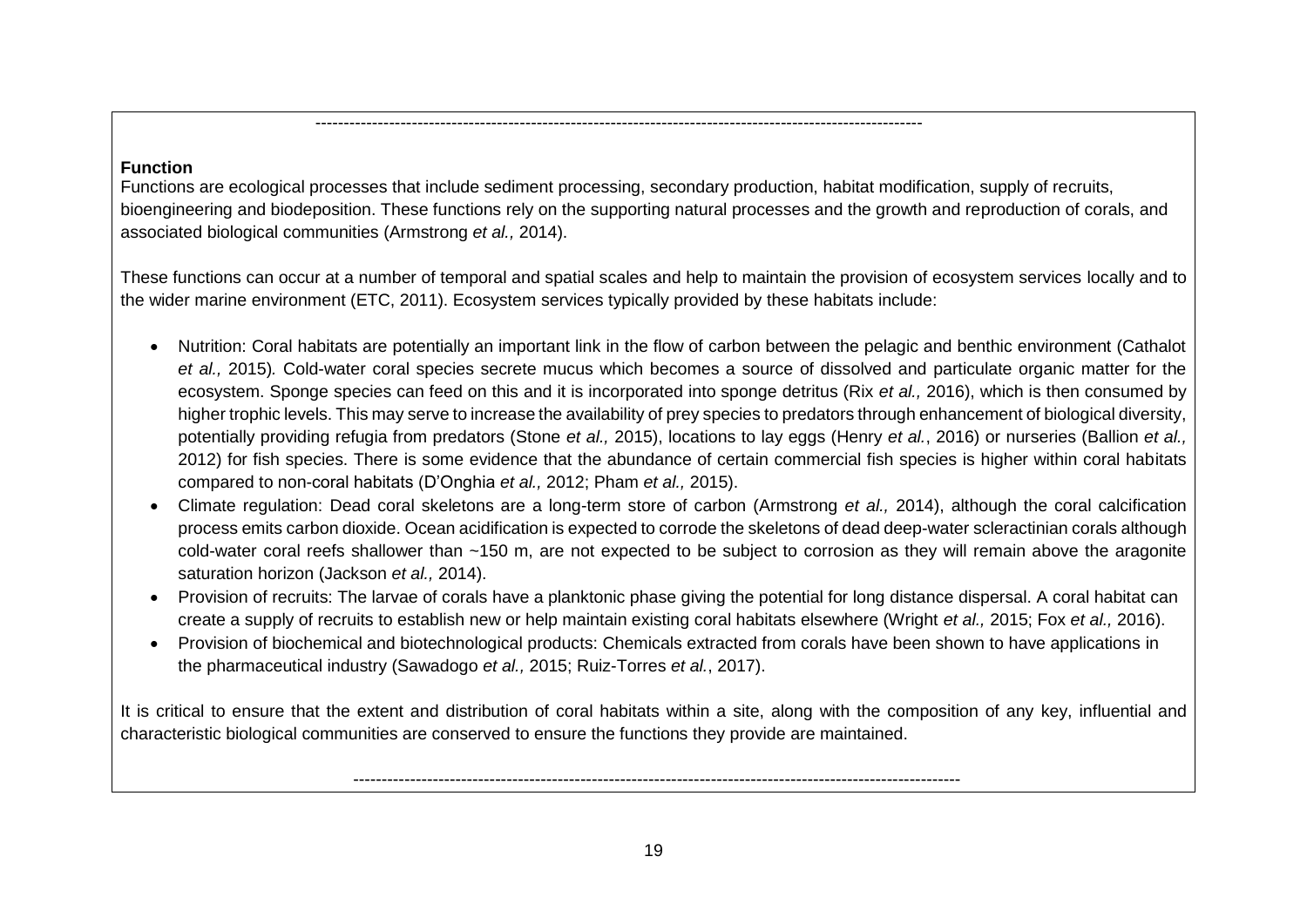---

**Function**

Functions are ecological processes that include sediment processing, secondary production, habitat modification, supply of recruits, bioengineering and biodeposition. These functions rely on the supporting natural processes and the growth and reproduction of corals, and associated biological communities (Armstrong *et al.,* 2014).

These functions can occur at a number of temporal and spatial scales and help to maintain the provision of ecosystem services locally and to the wider marine environment (ETC, 2011). Ecosystem services typically provided by these habitats include:

- Nutrition: Coral habitats are potentially an important link in the flow of carbon between the pelagic and benthic environment (Cathalot *et al.,* 2015). Cold-water coral species secrete mucus which becomes a source of dissolved and particulate organic matter for the ecosystem. Sponge species can feed on this and it is incorporated into sponge detritus (Rix *et al.,* 2016), which is then consumed by higher trophic levels. This may serve to increase the availability of prey species to predators through enhancement of biological diversity, potentially providing refugia from predators (Stone *et al.,* 2015), locations to lay eggs (Henry *et al.*, 2016) or nurseries (Ballion *et al.,* 2012) for fish species. There is some evidence that the abundance of certain commercial fish species is higher within coral habitats compared to non-coral habitats (D'Onghia *et al.,* 2012; Pham *et al.,* 2015).
- Climate regulation: Dead coral skeletons are a long-term store of carbon (Armstrong *et al.,* 2014), although the coral calcification process emits carbon dioxide. Ocean acidification is expected to corrode the skeletons of dead deep-water scleractinian corals although cold-water coral reefs shallower than ~150 m, are not expected to be subject to corrosion as they will remain above the aragonite saturation horizon (Jackson *et al.,* 2014).
- Provision of recruits: The larvae of corals have a planktonic phase giving the potential for long distance dispersal. A coral habitat can create a supply of recruits to establish new or help maintain existing coral habitats elsewhere (Wright *et al.,* 2015; Fox *et al.,* 2016).
- Provision of biochemical and biotechnological products: Chemicals extracted from corals have been shown to have applications in the pharmaceutical industry (Sawadogo *et al.,* 2015; Ruiz-Torres *et al.*, 2017).

It is critical to ensure that the extent and distribution of coral habitats within a site, along with the composition of any key, influential and characteristic biological communities are conserved to ensure the functions they provide are maintained.

---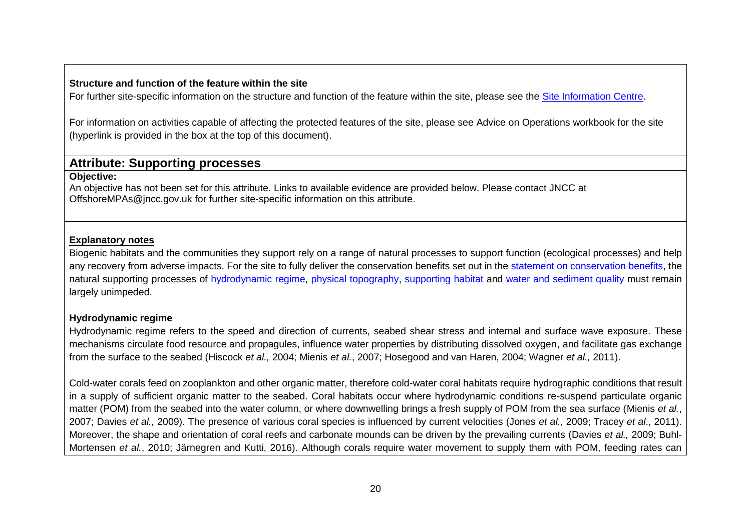**Structure and function of the feature within the site**

For further site-specific information on the structure and function of the feature within the site, please see the [Site Information Centre](#).

For information on activities capable of affecting the protected features of the site, please see Advice on Operations workbook for the site (hyperlink is provided in the box at the top of this document).

## Attribute: Supporting processes

**Objective:**

An objective has not been set for this attribute. Links to available evidence are provided below. Please contact JNCC at OffshoreMPAs@jncc.gov.uk for further site-specific information on this attribute.

**Explanatory notes**

Biogenic habitats and the communities they support rely on a range of natural processes to support function (ecological processes) and help any recovery from adverse impacts. For the site to fully deliver the conservation benefits set out in the [statement on conservation benefits](#), the natural supporting processes of [hydrodynamic regime](#), [physical topography](#), [supporting habitat](#) and [water and sediment quality](#) must remain largely unimpeded.

**Hydrodynamic regime**

Hydrodynamic regime refers to the speed and direction of currents, seabed shear stress and internal and surface wave exposure. These mechanisms circulate food resource and propagules, influence water properties by distributing dissolved oxygen, and facilitate gas exchange from the surface to the seabed (Hiscock *et al.,* 2004; Mienis *et al.*, 2007; Hosegood and van Haren, 2004; Wagner *et al.,* 2011).

Cold-water corals feed on zooplankton and other organic matter, therefore cold-water coral habitats require hydrographic conditions that result in a supply of sufficient organic matter to the seabed. Coral habitats occur where hydrodynamic conditions re-suspend particulate organic matter (POM) from the seabed into the water column, or where downwelling brings a fresh supply of POM from the sea surface (Mienis *et al.*, 2007; Davies *et al.,* 2009). The presence of various coral species is influenced by current velocities (Jones *et al.,* 2009; Tracey *et al*., 2011). Moreover, the shape and orientation of coral reefs and carbonate mounds can be driven by the prevailing currents (Davies *et al.,* 2009; Buhl-Mortensen *et al.*, 2010; Järnegren and Kutti, 2016). Although corals require water movement to supply them with POM, feeding rates can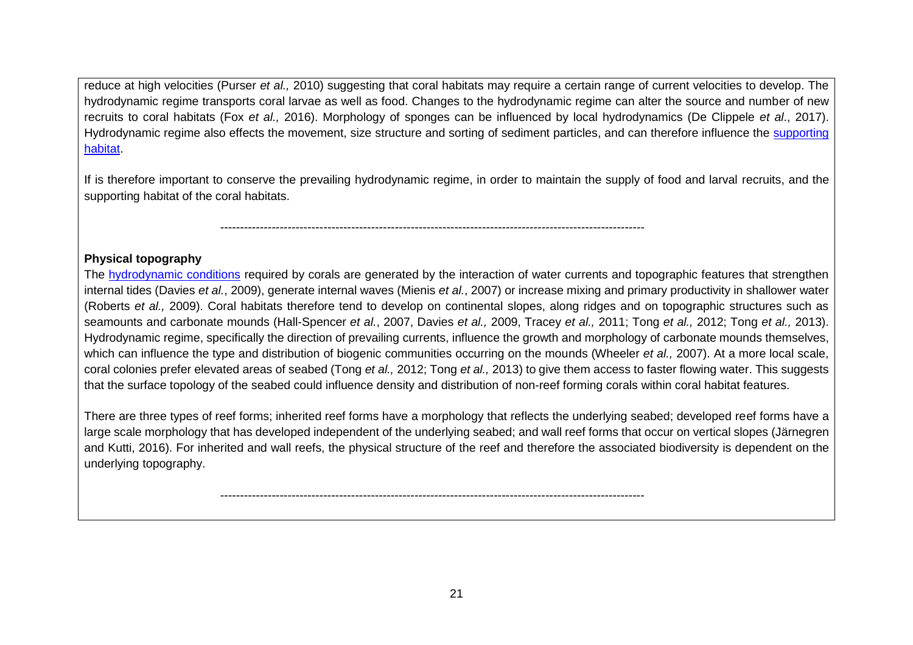reduce at high velocities (Purser *et al.,* 2010) suggesting that coral habitats may require a certain range of current velocities to develop. The hydrodynamic regime transports coral larvae as well as food. Changes to the hydrodynamic regime can alter the source and number of new recruits to coral habitats (Fox *et al.,* 2016). Morphology of sponges can be influenced by local hydrodynamics (De Clippele *et al*., 2017). Hydrodynamic regime also effects the movement, size structure and sorting of sediment particles, and can therefore influence the supporting habitat.

If is therefore important to conserve the prevailing hydrodynamic regime, in order to maintain the supply of food and larval recruits, and the supporting habitat of the coral habitats.

-----------------------------------------------------------------------------------------------------------

**Physical topography**

The hydrodynamic conditions required by corals are generated by the interaction of water currents and topographic features that strengthen internal tides (Davies *et al.*, 2009), generate internal waves (Mienis *et al.*, 2007) or increase mixing and primary productivity in shallower water (Roberts *et al.,* 2009). Coral habitats therefore tend to develop on continental slopes, along ridges and on topographic structures such as seamounts and carbonate mounds (Hall-Spencer *et al.*, 2007, Davies *et al.,* 2009, Tracey *et al.,* 2011; Tong *et al.,* 2012; Tong *et al.,* 2013). Hydrodynamic regime, specifically the direction of prevailing currents, influence the growth and morphology of carbonate mounds themselves, which can influence the type and distribution of biogenic communities occurring on the mounds (Wheeler *et al.,* 2007). At a more local scale, coral colonies prefer elevated areas of seabed (Tong *et al.,* 2012; Tong *et al.,* 2013) to give them access to faster flowing water. This suggests that the surface topology of the seabed could influence density and distribution of non-reef forming corals within coral habitat features.

There are three types of reef forms; inherited reef forms have a morphology that reflects the underlying seabed; developed reef forms have a large scale morphology that has developed independent of the underlying seabed; and wall reef forms that occur on vertical slopes (Järnegren and Kutti, 2016). For inherited and wall reefs, the physical structure of the reef and therefore the associated biodiversity is dependent on the underlying topography.

-----------------------------------------------------------------------------------------------------------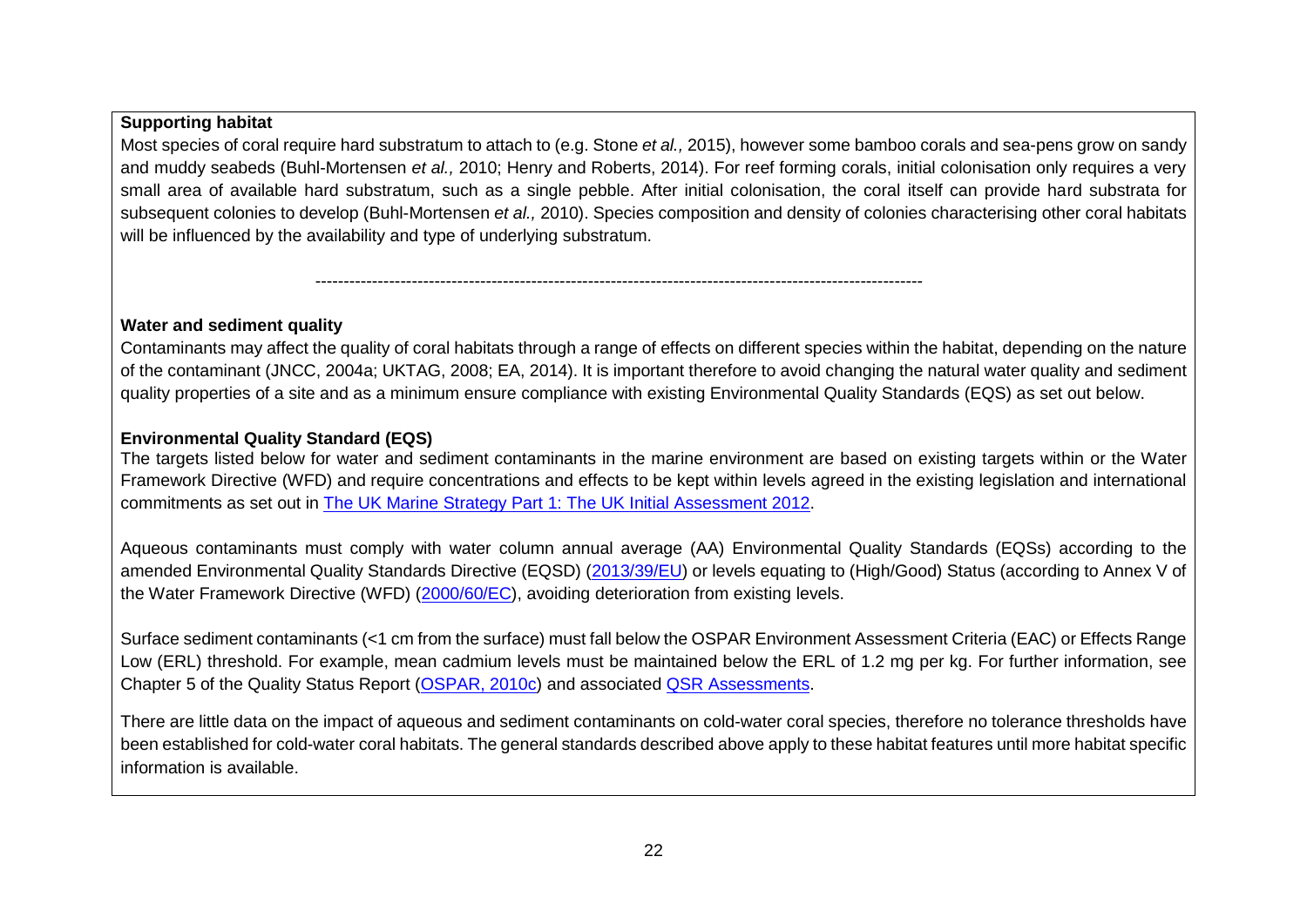**Supporting habitat**

Most species of coral require hard substratum to attach to (e.g. Stone *et al.,* 2015), however some bamboo corals and sea-pens grow on sandy and muddy seabeds (Buhl-Mortensen *et al.,* 2010; Henry and Roberts, 2014). For reef forming corals, initial colonisation only requires a very small area of available hard substratum, such as a single pebble. After initial colonisation, the coral itself can provide hard substrata for subsequent colonies to develop (Buhl-Mortensen *et al.,* 2010). Species composition and density of colonies characterising other coral habitats will be influenced by the availability and type of underlying substratum.

---

**Water and sediment quality**

Contaminants may affect the quality of coral habitats through a range of effects on different species within the habitat, depending on the nature of the contaminant (JNCC, 2004a; UKTAG, 2008; EA, 2014). It is important therefore to avoid changing the natural water quality and sediment quality properties of a site and as a minimum ensure compliance with existing Environmental Quality Standards (EQS) as set out below.

**Environmental Quality Standard (EQS)**

The targets listed below for water and sediment contaminants in the marine environment are based on existing targets within or the Water Framework Directive (WFD) and require concentrations and effects to be kept within levels agreed in the existing legislation and international commitments as set out in [The UK Marine Strategy Part 1: The UK Initial Assessment 2012](#).

Aqueous contaminants must comply with water column annual average (AA) Environmental Quality Standards (EQSs) according to the amended Environmental Quality Standards Directive (EQSD) ([2013/39/EU](#)) or levels equating to (High/Good) Status (according to Annex V of the Water Framework Directive (WFD) ([2000/60/EC](#)), avoiding deterioration from existing levels.

Surface sediment contaminants (<1 cm from the surface) must fall below the OSPAR Environment Assessment Criteria (EAC) or Effects Range Low (ERL) threshold. For example, mean cadmium levels must be maintained below the ERL of 1.2 mg per kg. For further information, see Chapter 5 of the Quality Status Report ([OSPAR, 2010c](#)) and associated [QSR Assessments](#).

There are little data on the impact of aqueous and sediment contaminants on cold-water coral species, therefore no tolerance thresholds have been established for cold-water coral habitats. The general standards described above apply to these habitat features until more habitat specific information is available.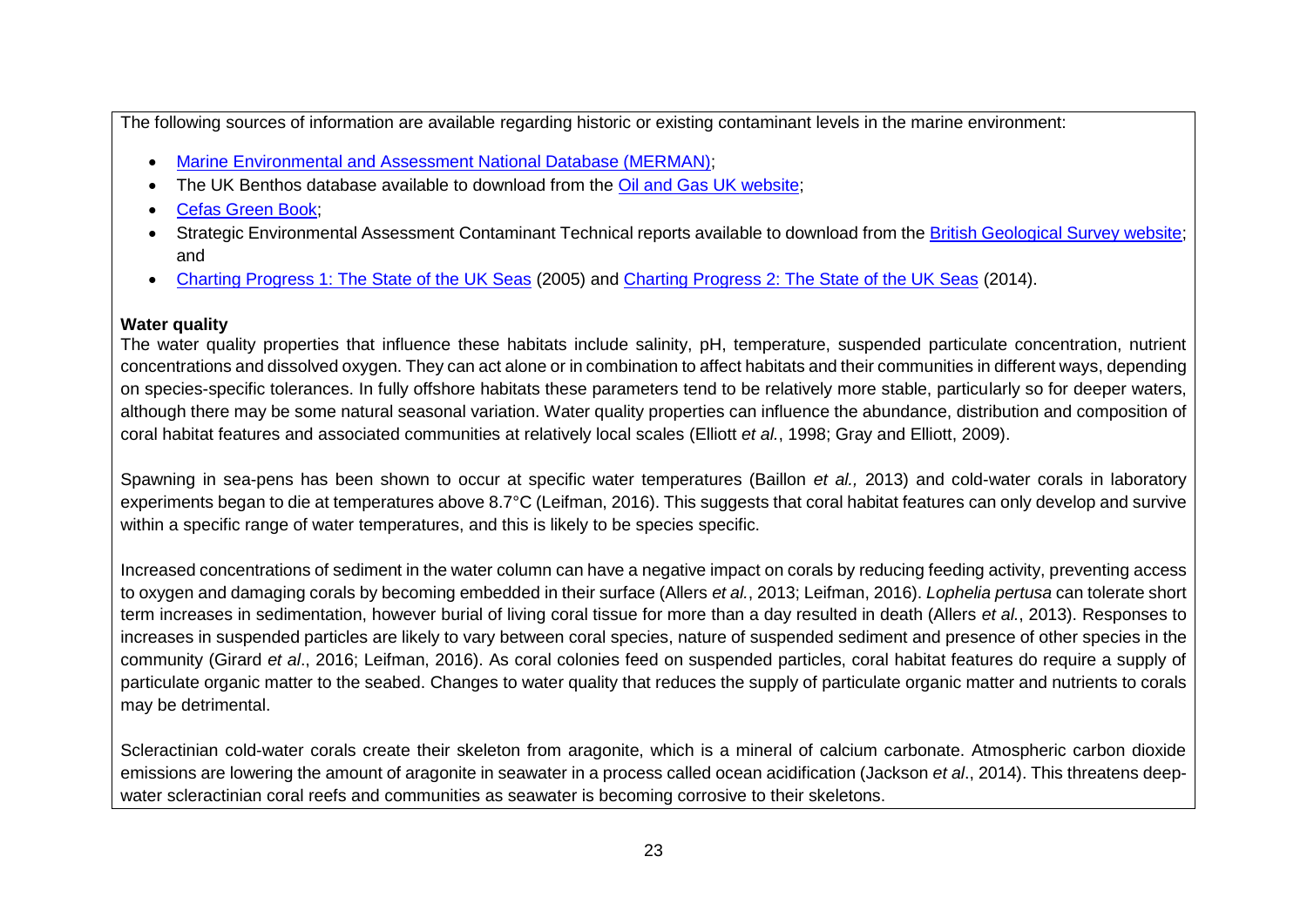The following sources of information are available regarding historic or existing contaminant levels in the marine environment:

- Marine Environmental and Assessment National Database (MERMAN);
- The UK Benthos database available to download from the Oil and Gas UK website;
- Cefas Green Book;
- Strategic Environmental Assessment Contaminant Technical reports available to download from the British Geological Survey website; and
- Charting Progress 1: The State of the UK Seas (2005) and Charting Progress 2: The State of the UK Seas (2014).

**Water quality**

The water quality properties that influence these habitats include salinity, pH, temperature, suspended particulate concentration, nutrient concentrations and dissolved oxygen. They can act alone or in combination to affect habitats and their communities in different ways, depending on species-specific tolerances. In fully offshore habitats these parameters tend to be relatively more stable, particularly so for deeper waters, although there may be some natural seasonal variation. Water quality properties can influence the abundance, distribution and composition of coral habitat features and associated communities at relatively local scales (Elliott *et al.*, 1998; Gray and Elliott, 2009).

Spawning in sea-pens has been shown to occur at specific water temperatures (Baillon *et al.,* 2013) and cold-water corals in laboratory experiments began to die at temperatures above 8.7°C (Leifman, 2016). This suggests that coral habitat features can only develop and survive within a specific range of water temperatures, and this is likely to be species specific.

Increased concentrations of sediment in the water column can have a negative impact on corals by reducing feeding activity, preventing access to oxygen and damaging corals by becoming embedded in their surface (Allers *et al.*, 2013; Leifman, 2016). *Lophelia pertusa* can tolerate short term increases in sedimentation, however burial of living coral tissue for more than a day resulted in death (Allers *et al.*, 2013). Responses to increases in suspended particles are likely to vary between coral species, nature of suspended sediment and presence of other species in the community (Girard *et al*., 2016; Leifman, 2016). As coral colonies feed on suspended particles, coral habitat features do require a supply of particulate organic matter to the seabed. Changes to water quality that reduces the supply of particulate organic matter and nutrients to corals may be detrimental.

Scleractinian cold-water corals create their skeleton from aragonite, which is a mineral of calcium carbonate. Atmospheric carbon dioxide emissions are lowering the amount of aragonite in seawater in a process called ocean acidification (Jackson *et al*., 2014). This threatens deep-water scleractinian coral reefs and communities as seawater is becoming corrosive to their skeletons.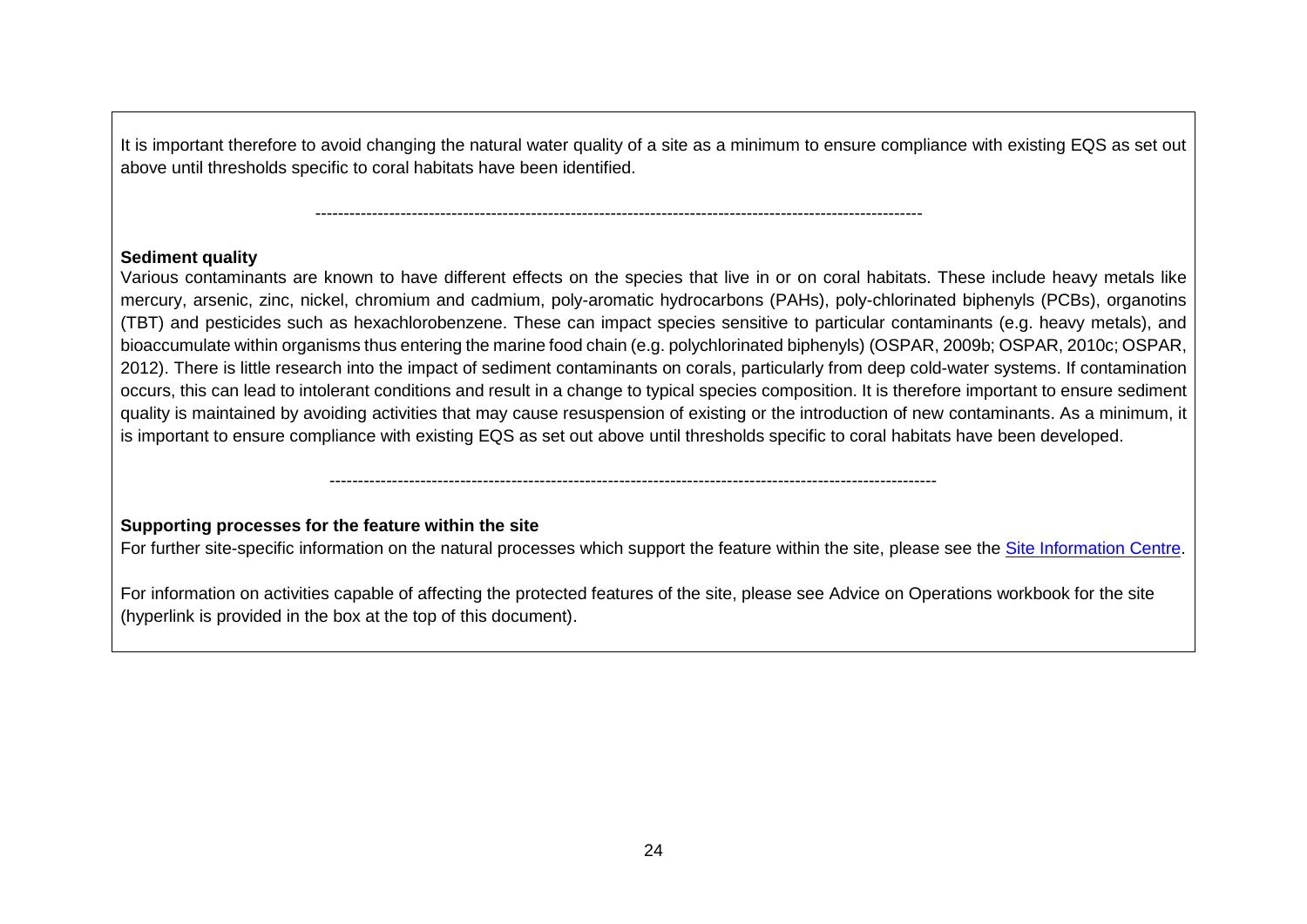It is important therefore to avoid changing the natural water quality of a site as a minimum to ensure compliance with existing EQS as set out above until thresholds specific to coral habitats have been identified.

----------------------------------------------------------------------------------------------------------

**Sediment quality**

Various contaminants are known to have different effects on the species that live in or on coral habitats. These include heavy metals like mercury, arsenic, zinc, nickel, chromium and cadmium, poly-aromatic hydrocarbons (PAHs), poly-chlorinated biphenyls (PCBs), organotins (TBT) and pesticides such as hexachlorobenzene. These can impact species sensitive to particular contaminants (e.g. heavy metals), and bioaccumulate within organisms thus entering the marine food chain (e.g. polychlorinated biphenyls) (OSPAR, 2009b; OSPAR, 2010c; OSPAR, 2012). There is little research into the impact of sediment contaminants on corals, particularly from deep cold-water systems. If contamination occurs, this can lead to intolerant conditions and result in a change to typical species composition. It is therefore important to ensure sediment quality is maintained by avoiding activities that may cause resuspension of existing or the introduction of new contaminants. As a minimum, it is important to ensure compliance with existing EQS as set out above until thresholds specific to coral habitats have been developed.

----------------------------------------------------------------------------------------------------------

**Supporting processes for the feature within the site**

For further site-specific information on the natural processes which support the feature within the site, please see the [Site Information Centre](#).

For information on activities capable of affecting the protected features of the site, please see Advice on Operations workbook for the site (hyperlink is provided in the box at the top of this document).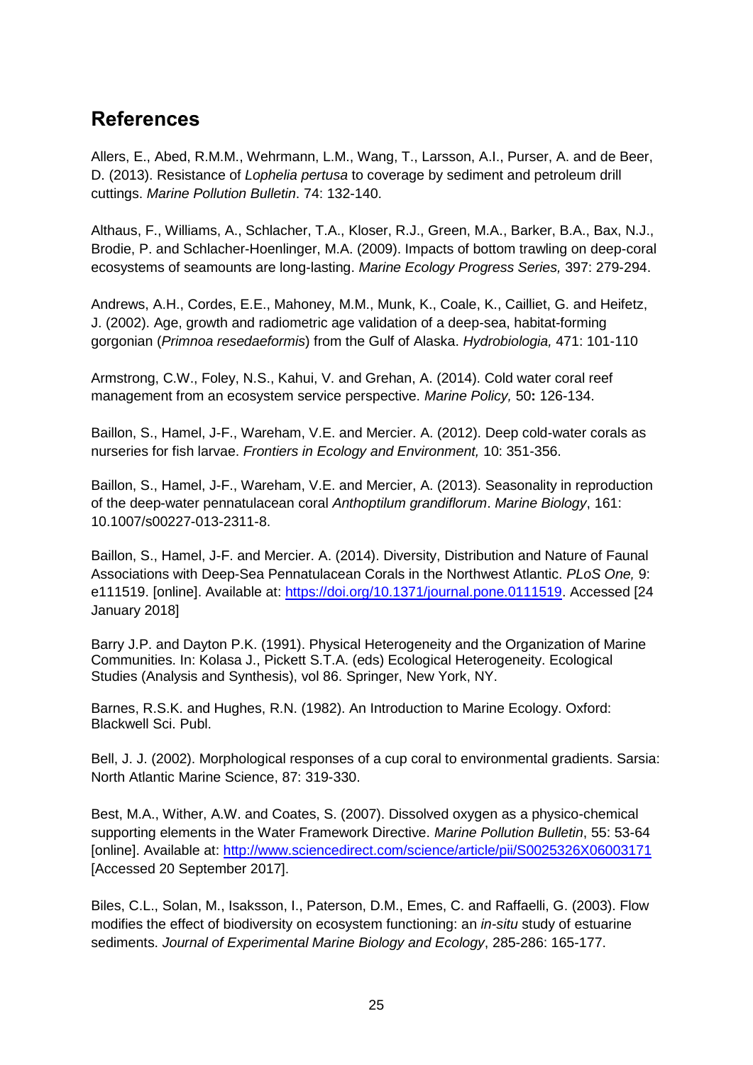## References

Allers, E., Abed, R.M.M., Wehrmann, L.M., Wang, T., Larsson, A.I., Purser, A. and de Beer, D. (2013). Resistance of *Lophelia pertusa* to coverage by sediment and petroleum drill cuttings. *Marine Pollution Bulletin*. 74: 132-140.

Althaus, F., Williams, A., Schlacher, T.A., Kloser, R.J., Green, M.A., Barker, B.A., Bax, N.J., Brodie, P. and Schlacher-Hoenlinger, M.A. (2009). Impacts of bottom trawling on deep-coral ecosystems of seamounts are long-lasting. *Marine Ecology Progress Series,* 397: 279-294.

Andrews, A.H., Cordes, E.E., Mahoney, M.M., Munk, K., Coale, K., Cailliet, G. and Heifetz, J. (2002). Age, growth and radiometric age validation of a deep-sea, habitat-forming gorgonian (*Primnoa resedaeformis*) from the Gulf of Alaska. *Hydrobiologia,* 471: 101-110

Armstrong, C.W., Foley, N.S., Kahui, V. and Grehan, A. (2014). Cold water coral reef management from an ecosystem service perspective. *Marine Policy,* 50**:** 126-134.

Baillon, S., Hamel, J-F., Wareham, V.E. and Mercier. A. (2012). Deep cold-water corals as nurseries for fish larvae. *Frontiers in Ecology and Environment,* 10: 351-356.

Baillon, S., Hamel, J-F., Wareham, V.E. and Mercier, A. (2013). Seasonality in reproduction of the deep-water pennatulacean coral *Anthoptilum grandiflorum*. *Marine Biology*, 161: 10.1007/s00227-013-2311-8.

Baillon, S., Hamel, J-F. and Mercier. A. (2014). Diversity, Distribution and Nature of Faunal Associations with Deep-Sea Pennatulacean Corals in the Northwest Atlantic. *PLoS One,* 9: e111519. [online]. Available at: https://doi.org/10.1371/journal.pone.0111519. Accessed [24 January 2018]

Barry J.P. and Dayton P.K. (1991). Physical Heterogeneity and the Organization of Marine Communities. In: Kolasa J., Pickett S.T.A. (eds) Ecological Heterogeneity. Ecological Studies (Analysis and Synthesis), vol 86. Springer, New York, NY.

Barnes, R.S.K. and Hughes, R.N. (1982). An Introduction to Marine Ecology. Oxford: Blackwell Sci. Publ.

Bell, J. J. (2002). Morphological responses of a cup coral to environmental gradients. Sarsia: North Atlantic Marine Science, 87: 319-330.

Best, M.A., Wither, A.W. and Coates, S. (2007). Dissolved oxygen as a physico-chemical supporting elements in the Water Framework Directive. *Marine Pollution Bulletin*, 55: 53-64 [online]. Available at: http://www.sciencedirect.com/science/article/pii/S0025326X06003171 [Accessed 20 September 2017].

Biles, C.L., Solan, M., Isaksson, I., Paterson, D.M., Emes, C. and Raffaelli, G. (2003). Flow modifies the effect of biodiversity on ecosystem functioning: an *in-situ* study of estuarine sediments. *Journal of Experimental Marine Biology and Ecology*, 285-286: 165-177.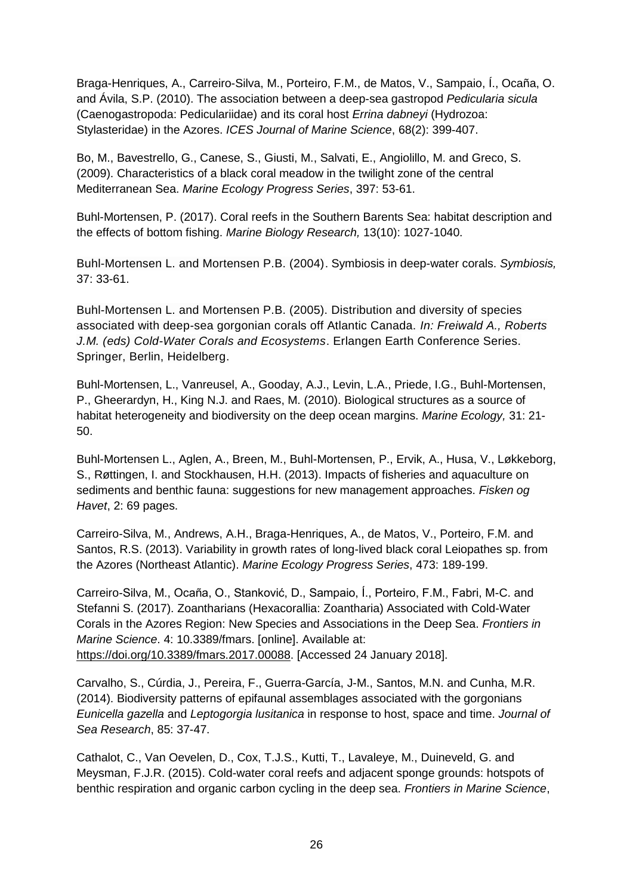Braga-Henriques, A., Carreiro-Silva, M., Porteiro, F.M., de Matos, V., Sampaio, Í., Ocaña, O. and Ávila, S.P. (2010). The association between a deep-sea gastropod *Pedicularia sicula* (Caenogastropoda: Pediculariidae) and its coral host *Errina dabneyi* (Hydrozoa: Stylasteridae) in the Azores. *ICES Journal of Marine Science*, 68(2): 399-407.

Bo, M., Bavestrello, G., Canese, S., Giusti, M., Salvati, E., Angiolillo, M. and Greco, S. (2009). Characteristics of a black coral meadow in the twilight zone of the central Mediterranean Sea. *Marine Ecology Progress Series*, 397: 53-61.

Buhl-Mortensen, P. (2017). Coral reefs in the Southern Barents Sea: habitat description and the effects of bottom fishing. *Marine Biology Research,* 13(10): 1027-1040.

Buhl-Mortensen L. and Mortensen P.B. (2004). Symbiosis in deep-water corals. *Symbiosis,* 37: 33-61.

Buhl-Mortensen L. and Mortensen P.B. (2005). Distribution and diversity of species associated with deep-sea gorgonian corals off Atlantic Canada. *In: Freiwald A., Roberts J.M. (eds) Cold-Water Corals and Ecosystems*. Erlangen Earth Conference Series. Springer, Berlin, Heidelberg.

Buhl-Mortensen, L., Vanreusel, A., Gooday, A.J., Levin, L.A., Priede, I.G., Buhl-Mortensen, P., Gheerardyn, H., King N.J. and Raes, M. (2010). Biological structures as a source of habitat heterogeneity and biodiversity on the deep ocean margins. *Marine Ecology,* 31: 21-50.

Buhl-Mortensen L., Aglen, A., Breen, M., Buhl-Mortensen, P., Ervik, A., Husa, V., Løkkeborg, S., Røttingen, I. and Stockhausen, H.H. (2013). Impacts of fisheries and aquaculture on sediments and benthic fauna: suggestions for new management approaches. *Fisken og Havet*, 2: 69 pages.

Carreiro-Silva, M., Andrews, A.H., Braga-Henriques, A., de Matos, V., Porteiro, F.M. and Santos, R.S. (2013). Variability in growth rates of long-lived black coral Leiopathes sp. from the Azores (Northeast Atlantic). *Marine Ecology Progress Series*, 473: 189-199.

Carreiro-Silva, M., Ocaña, O., Stanković, D., Sampaio, Í., Porteiro, F.M., Fabri, M-C. and Stefanni S. (2017). Zoantharians (Hexacorallia: Zoantharia) Associated with Cold-Water Corals in the Azores Region: New Species and Associations in the Deep Sea. *Frontiers in Marine Science*. 4: 10.3389/fmars. [online]. Available at: https://doi.org/10.3389/fmars.2017.00088. [Accessed 24 January 2018].

Carvalho, S., Cúrdia, J., Pereira, F., Guerra-García, J-M., Santos, M.N. and Cunha, M.R. (2014). Biodiversity patterns of epifaunal assemblages associated with the gorgonians *Eunicella gazella* and *Leptogorgia lusitanica* in response to host, space and time. *Journal of Sea Research*, 85: 37-47.

Cathalot, C., Van Oevelen, D., Cox, T.J.S., Kutti, T., Lavaleye, M., Duineveld, G. and Meysman, F.J.R. (2015). Cold-water coral reefs and adjacent sponge grounds: hotspots of benthic respiration and organic carbon cycling in the deep sea. *Frontiers in Marine Science*,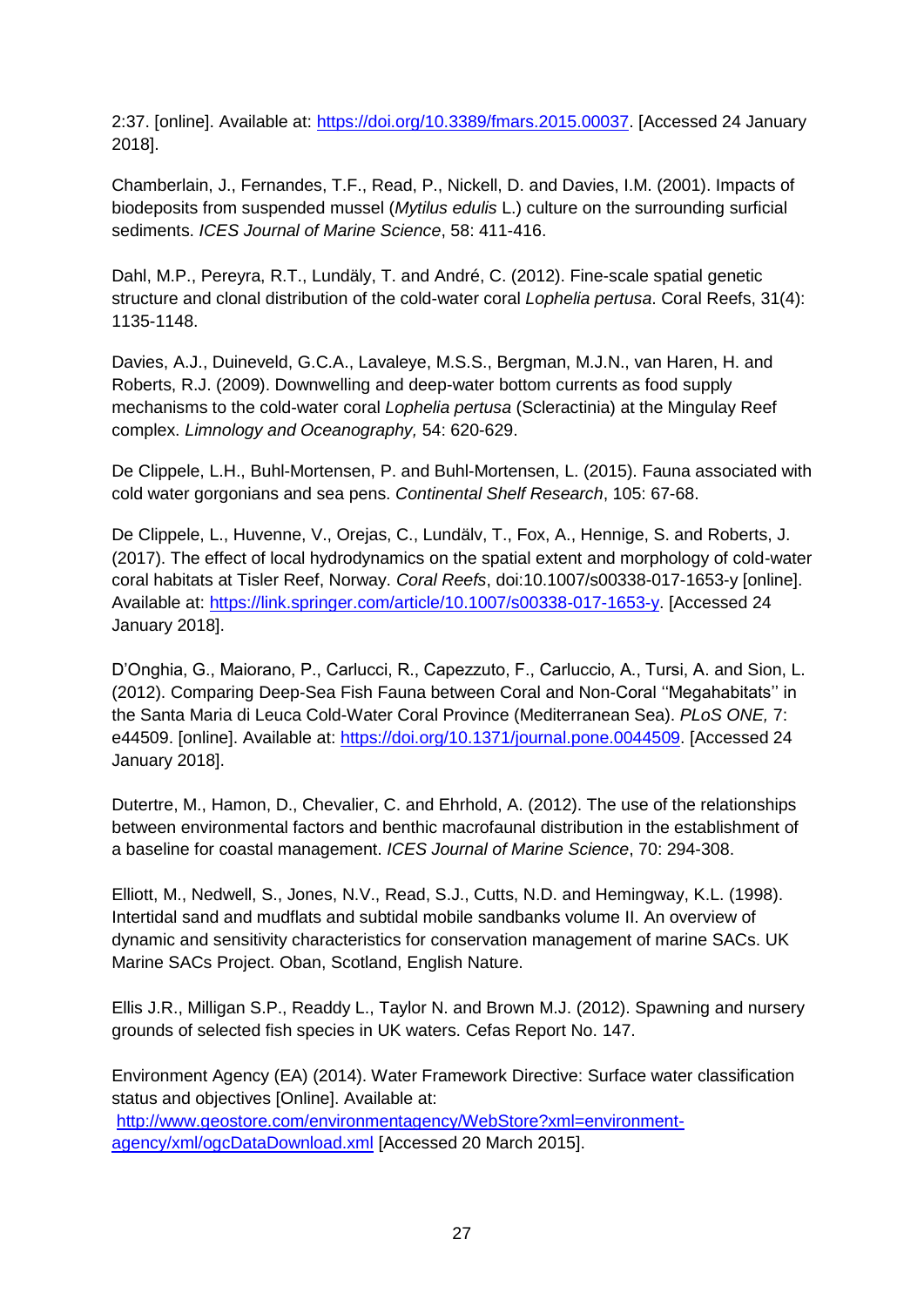2:37. [online]. Available at: https://doi.org/10.3389/fmars.2015.00037. [Accessed 24 January 2018].

Chamberlain, J., Fernandes, T.F., Read, P., Nickell, D. and Davies, I.M. (2001). Impacts of biodeposits from suspended mussel (*Mytilus edulis* L.) culture on the surrounding surficial sediments. *ICES Journal of Marine Science*, 58: 411-416.

Dahl, M.P., Pereyra, R.T., Lundäly, T. and André, C. (2012). Fine-scale spatial genetic structure and clonal distribution of the cold-water coral *Lophelia pertusa*. Coral Reefs, 31(4): 1135-1148.

Davies, A.J., Duineveld, G.C.A., Lavaleye, M.S.S., Bergman, M.J.N., van Haren, H. and Roberts, R.J. (2009). Downwelling and deep-water bottom currents as food supply mechanisms to the cold-water coral *Lophelia pertusa* (Scleractinia) at the Mingulay Reef complex. *Limnology and Oceanography,* 54: 620-629.

De Clippele, L.H., Buhl-Mortensen, P. and Buhl-Mortensen, L. (2015). Fauna associated with cold water gorgonians and sea pens. *Continental Shelf Research*, 105: 67-68.

De Clippele, L., Huvenne, V., Orejas, C., Lundälv, T., Fox, A., Hennige, S. and Roberts, J. (2017). The effect of local hydrodynamics on the spatial extent and morphology of cold-water coral habitats at Tisler Reef, Norway. *Coral Reefs*, doi:10.1007/s00338-017-1653-y [online]. Available at: https://link.springer.com/article/10.1007/s00338-017-1653-y. [Accessed 24 January 2018].

D'Onghia, G., Maiorano, P., Carlucci, R., Capezzuto, F., Carluccio, A., Tursi, A. and Sion, L. (2012). Comparing Deep-Sea Fish Fauna between Coral and Non-Coral ''Megahabitats'' in the Santa Maria di Leuca Cold-Water Coral Province (Mediterranean Sea). *PLoS ONE,* 7: e44509. [online]. Available at: https://doi.org/10.1371/journal.pone.0044509. [Accessed 24 January 2018].

Dutertre, M., Hamon, D., Chevalier, C. and Ehrhold, A. (2012). The use of the relationships between environmental factors and benthic macrofaunal distribution in the establishment of a baseline for coastal management. *ICES Journal of Marine Science*, 70: 294-308.

Elliott, M., Nedwell, S., Jones, N.V., Read, S.J., Cutts, N.D. and Hemingway, K.L. (1998). Intertidal sand and mudflats and subtidal mobile sandbanks volume II. An overview of dynamic and sensitivity characteristics for conservation management of marine SACs. UK Marine SACs Project. Oban, Scotland, English Nature.

Ellis J.R., Milligan S.P., Readdy L., Taylor N. and Brown M.J. (2012). Spawning and nursery grounds of selected fish species in UK waters. Cefas Report No. 147.

Environment Agency (EA) (2014). Water Framework Directive: Surface water classification status and objectives [Online]. Available at: http://www.geostore.com/environmentagency/WebStore?xml=environment-agency/xml/ogcDataDownload.xml [Accessed 20 March 2015].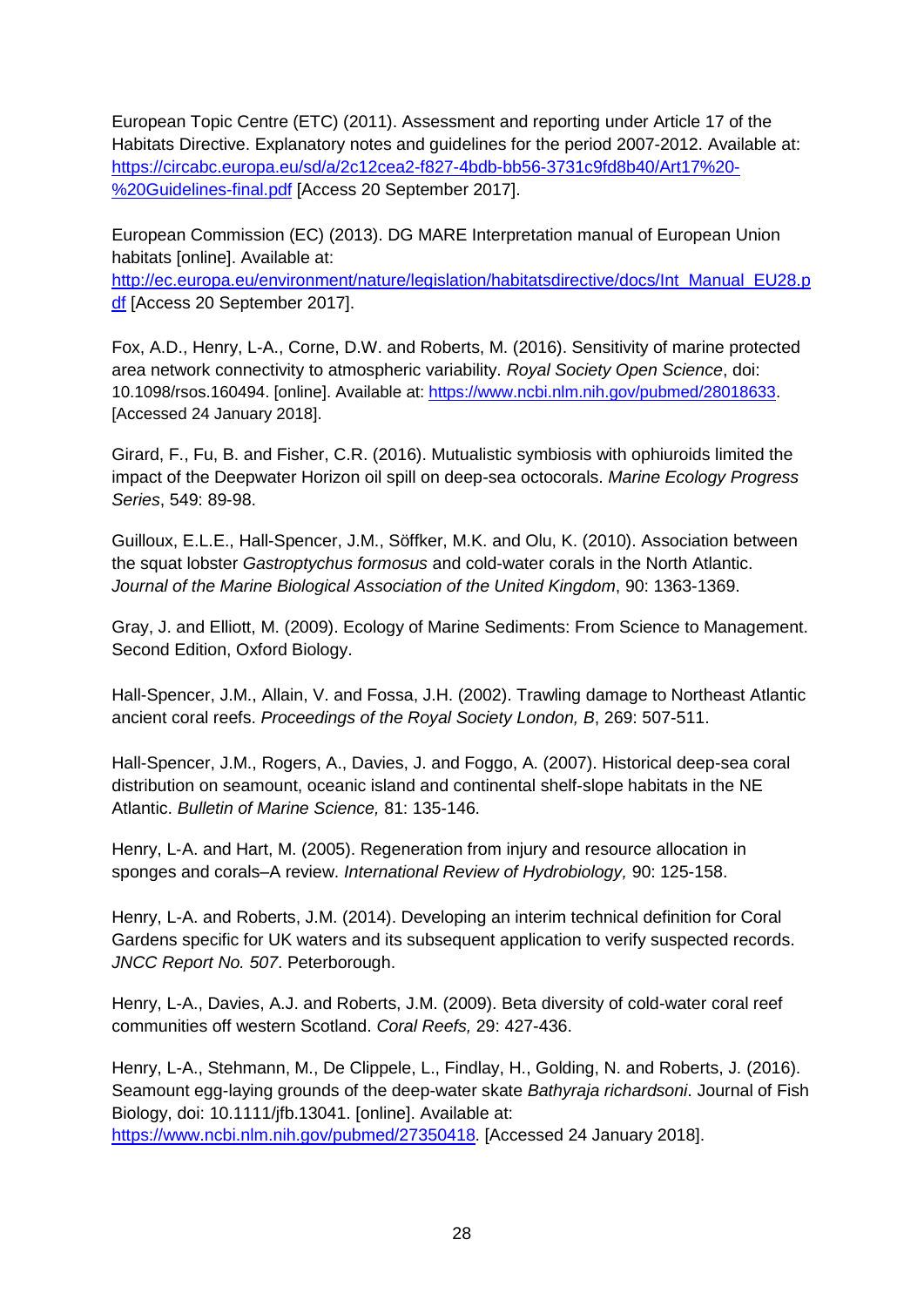European Topic Centre (ETC) (2011). Assessment and reporting under Article 17 of the Habitats Directive. Explanatory notes and guidelines for the period 2007-2012. Available at: https://circabc.europa.eu/sd/a/2c12cea2-f827-4bdb-bb56-3731c9fd8b40/Art17%20-%20Guidelines-final.pdf [Access 20 September 2017].

European Commission (EC) (2013). DG MARE Interpretation manual of European Union habitats [online]. Available at: http://ec.europa.eu/environment/nature/legislation/habitatsdirective/docs/Int_Manual_EU28.pdf [Access 20 September 2017].

Fox, A.D., Henry, L-A., Corne, D.W. and Roberts, M. (2016). Sensitivity of marine protected area network connectivity to atmospheric variability. *Royal Society Open Science*, doi: 10.1098/rsos.160494. [online]. Available at: https://www.ncbi.nlm.nih.gov/pubmed/28018633. [Accessed 24 January 2018].

Girard, F., Fu, B. and Fisher, C.R. (2016). Mutualistic symbiosis with ophiuroids limited the impact of the Deepwater Horizon oil spill on deep-sea octocorals. *Marine Ecology Progress Series*, 549: 89-98.

Guilloux, E.L.E., Hall-Spencer, J.M., Söffker, M.K. and Olu, K. (2010). Association between the squat lobster *Gastroptychus formosus* and cold-water corals in the North Atlantic. *Journal of the Marine Biological Association of the United Kingdom*, 90: 1363-1369.

Gray, J. and Elliott, M. (2009). Ecology of Marine Sediments: From Science to Management. Second Edition, Oxford Biology.

Hall-Spencer, J.M., Allain, V. and Fossa, J.H. (2002). Trawling damage to Northeast Atlantic ancient coral reefs. *Proceedings of the Royal Society London, B*, 269: 507-511.

Hall-Spencer, J.M., Rogers, A., Davies, J. and Foggo, A. (2007). Historical deep-sea coral distribution on seamount, oceanic island and continental shelf-slope habitats in the NE Atlantic. *Bulletin of Marine Science,* 81: 135-146.

Henry, L-A. and Hart, M. (2005). Regeneration from injury and resource allocation in sponges and corals–A review. *International Review of Hydrobiology,* 90: 125-158.

Henry, L-A. and Roberts, J.M. (2014). Developing an interim technical definition for Coral Gardens specific for UK waters and its subsequent application to verify suspected records. *JNCC Report No. 507*. Peterborough.

Henry, L-A., Davies, A.J. and Roberts, J.M. (2009). Beta diversity of cold-water coral reef communities off western Scotland. *Coral Reefs,* 29: 427-436.

Henry, L-A., Stehmann, M., De Clippele, L., Findlay, H., Golding, N. and Roberts, J. (2016). Seamount egg-laying grounds of the deep-water skate *Bathyraja richardsoni*. Journal of Fish Biology, doi: 10.1111/jfb.13041. [online]. Available at: https://www.ncbi.nlm.nih.gov/pubmed/27350418. [Accessed 24 January 2018].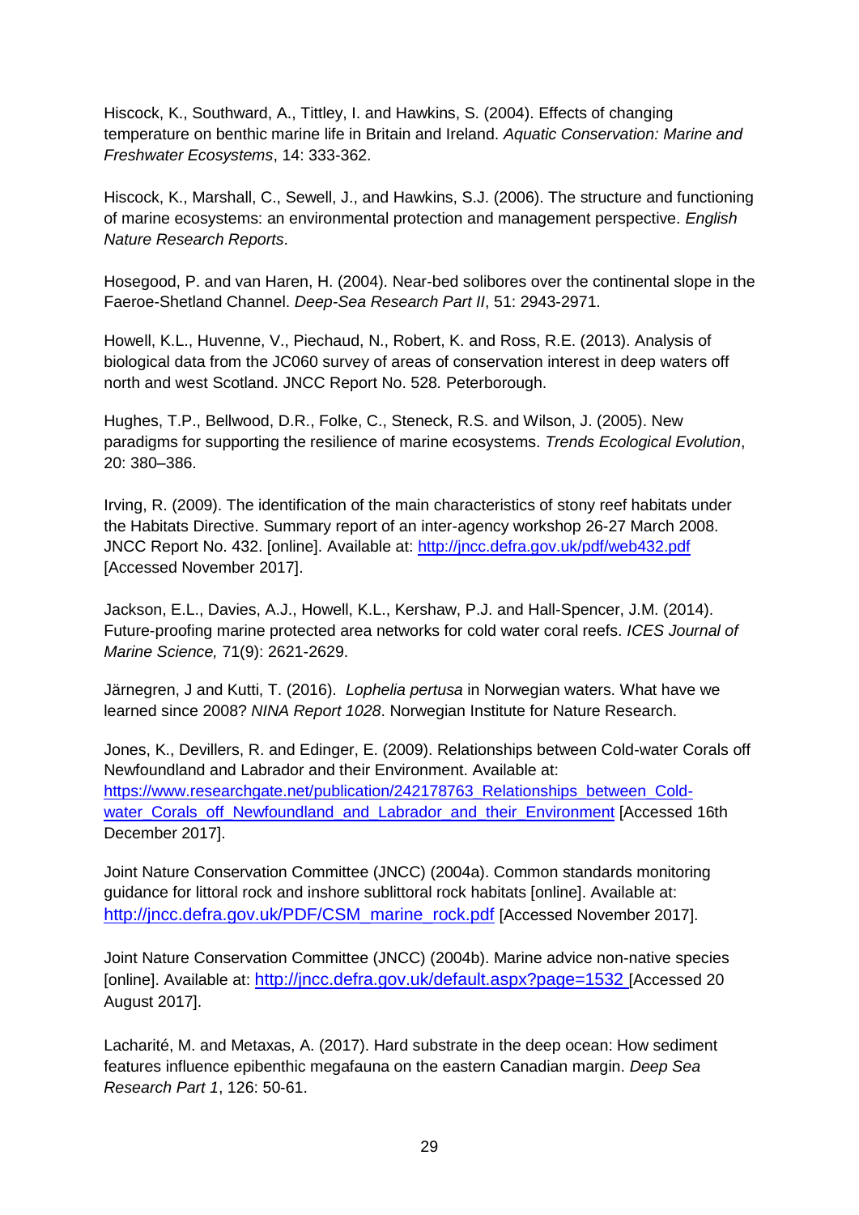Hiscock, K., Southward, A., Tittley, I. and Hawkins, S. (2004). Effects of changing temperature on benthic marine life in Britain and Ireland. *Aquatic Conservation: Marine and Freshwater Ecosystems*, 14: 333-362.

Hiscock, K., Marshall, C., Sewell, J., and Hawkins, S.J. (2006). The structure and functioning of marine ecosystems: an environmental protection and management perspective. *English Nature Research Reports*.

Hosegood, P. and van Haren, H. (2004). Near-bed solibores over the continental slope in the Faeroe-Shetland Channel. *Deep-Sea Research Part II*, 51: 2943-2971.

Howell, K.L., Huvenne, V., Piechaud, N., Robert, K. and Ross, R.E. (2013). Analysis of biological data from the JC060 survey of areas of conservation interest in deep waters off north and west Scotland. JNCC Report No. 528. Peterborough.

Hughes, T.P., Bellwood, D.R., Folke, C., Steneck, R.S. and Wilson, J. (2005). New paradigms for supporting the resilience of marine ecosystems. *Trends Ecological Evolution*, 20: 380–386.

Irving, R. (2009). The identification of the main characteristics of stony reef habitats under the Habitats Directive. Summary report of an inter-agency workshop 26-27 March 2008. JNCC Report No. 432. [online]. Available at: http://jncc.defra.gov.uk/pdf/web432.pdf [Accessed November 2017].

Jackson, E.L., Davies, A.J., Howell, K.L., Kershaw, P.J. and Hall-Spencer, J.M. (2014). Future-proofing marine protected area networks for cold water coral reefs. *ICES Journal of Marine Science,* 71(9): 2621-2629.

Järnegren, J and Kutti, T. (2016). *Lophelia pertusa* in Norwegian waters. What have we learned since 2008? *NINA Report 1028*. Norwegian Institute for Nature Research.

Jones, K., Devillers, R. and Edinger, E. (2009). Relationships between Cold-water Corals off Newfoundland and Labrador and their Environment. Available at: https://www.researchgate.net/publication/242178763_Relationships_between_Cold-water_Corals_off_Newfoundland_and_Labrador_and_their_Environment [Accessed 16th December 2017].

Joint Nature Conservation Committee (JNCC) (2004a). Common standards monitoring guidance for littoral rock and inshore sublittoral rock habitats [online]. Available at: http://jncc.defra.gov.uk/PDF/CSM_marine_rock.pdf [Accessed November 2017].

Joint Nature Conservation Committee (JNCC) (2004b). Marine advice non-native species [online]. Available at: http://jncc.defra.gov.uk/default.aspx?page=1532 [Accessed 20 August 2017].

Lacharité, M. and Metaxas, A. (2017). Hard substrate in the deep ocean: How sediment features influence epibenthic megafauna on the eastern Canadian margin. *Deep Sea Research Part 1*, 126: 50-61.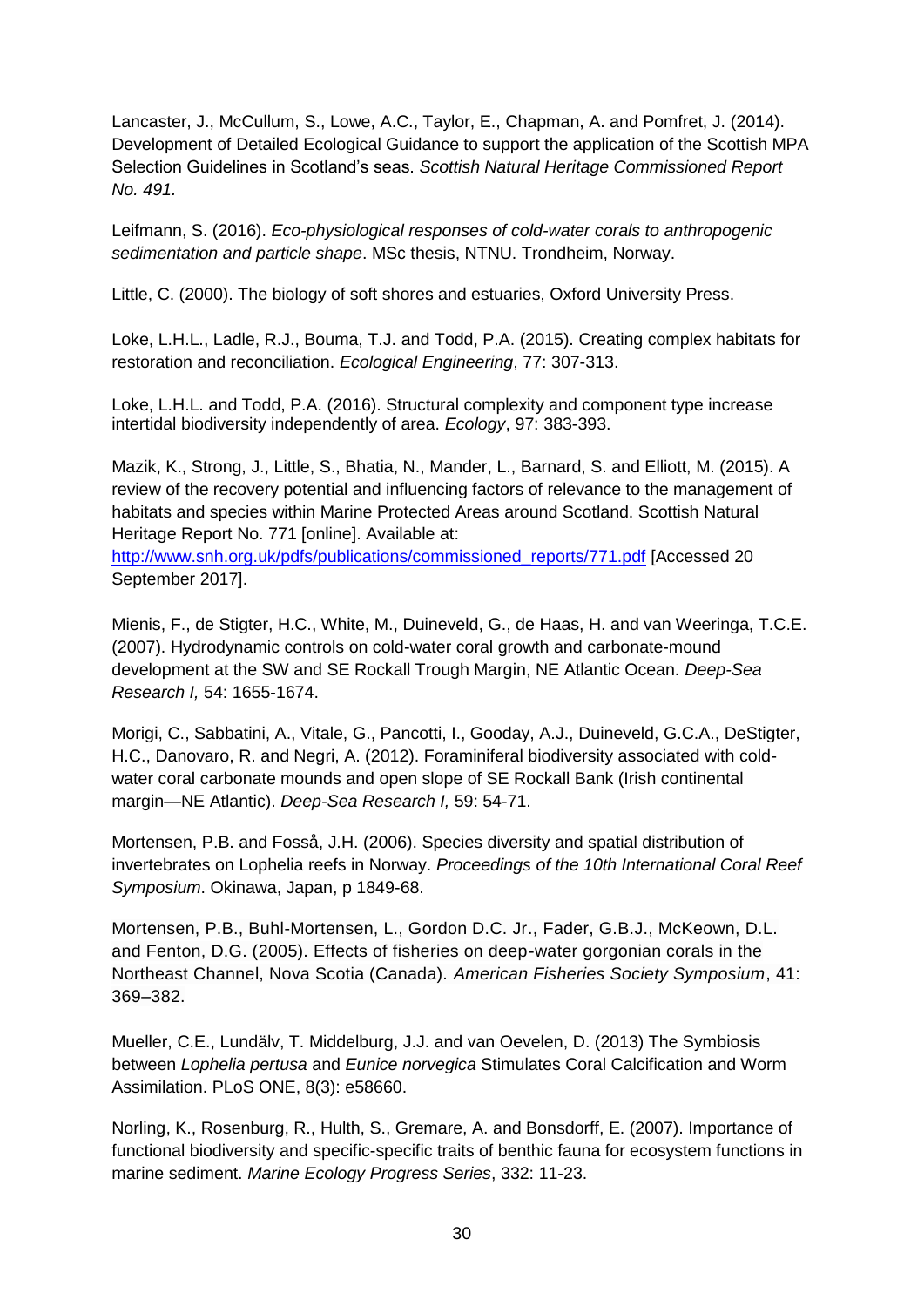Lancaster, J., McCullum, S., Lowe, A.C., Taylor, E., Chapman, A. and Pomfret, J. (2014). Development of Detailed Ecological Guidance to support the application of the Scottish MPA Selection Guidelines in Scotland's seas. *Scottish Natural Heritage Commissioned Report No. 491.*

Leifmann, S. (2016). *Eco-physiological responses of cold-water corals to anthropogenic sedimentation and particle shape*. MSc thesis, NTNU. Trondheim, Norway.

Little, C. (2000). The biology of soft shores and estuaries, Oxford University Press.

Loke, L.H.L., Ladle, R.J., Bouma, T.J. and Todd, P.A. (2015). Creating complex habitats for restoration and reconciliation. *Ecological Engineering*, 77: 307-313.

Loke, L.H.L. and Todd, P.A. (2016). Structural complexity and component type increase intertidal biodiversity independently of area. *Ecology*, 97: 383-393.

Mazik, K., Strong, J., Little, S., Bhatia, N., Mander, L., Barnard, S. and Elliott, M. (2015). A review of the recovery potential and influencing factors of relevance to the management of habitats and species within Marine Protected Areas around Scotland. Scottish Natural Heritage Report No. 771 [online]. Available at: [http://www.snh.org.uk/pdfs/publications/commissioned_reports/771.pdf](http://www.snh.org.uk/pdfs/publications/commissioned_reports/771.pdf) [Accessed 20 September 2017].

Mienis, F., de Stigter, H.C., White, M., Duineveld, G., de Haas, H. and van Weeringa, T.C.E. (2007). Hydrodynamic controls on cold-water coral growth and carbonate-mound development at the SW and SE Rockall Trough Margin, NE Atlantic Ocean. *Deep-Sea Research I,* 54: 1655-1674.

Morigi, C., Sabbatini, A., Vitale, G., Pancotti, I., Gooday, A.J., Duineveld, G.C.A., DeStigter, H.C., Danovaro, R. and Negri, A. (2012). Foraminiferal biodiversity associated with cold-water coral carbonate mounds and open slope of SE Rockall Bank (Irish continental margin—NE Atlantic). *Deep-Sea Research I,* 59: 54-71.

Mortensen, P.B. and Fosså, J.H. (2006). Species diversity and spatial distribution of invertebrates on Lophelia reefs in Norway. *Proceedings of the 10th International Coral Reef Symposium*. Okinawa, Japan, p 1849-68.

Mortensen, P.B., Buhl-Mortensen, L., Gordon D.C. Jr., Fader, G.B.J., McKeown, D.L. and Fenton, D.G. (2005). Effects of fisheries on deep-water gorgonian corals in the Northeast Channel, Nova Scotia (Canada). *American Fisheries Society Symposium*, 41: 369–382.

Mueller, C.E., Lundälv, T. Middelburg, J.J. and van Oevelen, D. (2013) The Symbiosis between *Lophelia pertusa* and *Eunice norvegica* Stimulates Coral Calcification and Worm Assimilation. PLoS ONE, 8(3): e58660.

Norling, K., Rosenburg, R., Hulth, S., Gremare, A. and Bonsdorff, E. (2007). Importance of functional biodiversity and specific-specific traits of benthic fauna for ecosystem functions in marine sediment. *Marine Ecology Progress Series*, 332: 11-23.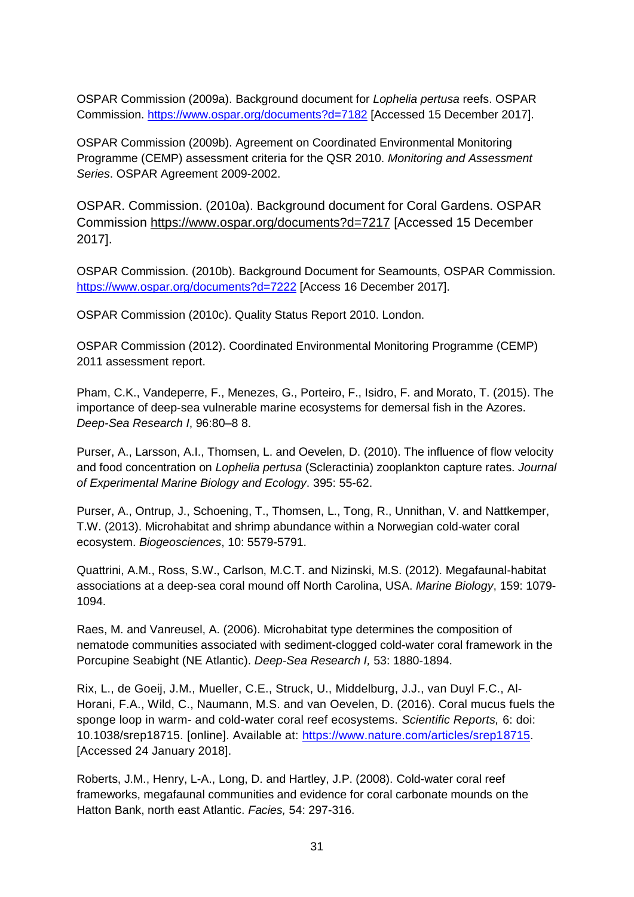OSPAR Commission (2009a). Background document for *Lophelia pertusa* reefs. OSPAR Commission. https://www.ospar.org/documents?d=7182 [Accessed 15 December 2017].

OSPAR Commission (2009b). Agreement on Coordinated Environmental Monitoring Programme (CEMP) assessment criteria for the QSR 2010. *Monitoring and Assessment Series*. OSPAR Agreement 2009-2002.

OSPAR. Commission. (2010a). Background document for Coral Gardens. OSPAR Commission https://www.ospar.org/documents?d=7217 [Accessed 15 December 2017].

OSPAR Commission. (2010b). Background Document for Seamounts, OSPAR Commission. https://www.ospar.org/documents?d=7222 [Access 16 December 2017].

OSPAR Commission (2010c). Quality Status Report 2010. London.

OSPAR Commission (2012). Coordinated Environmental Monitoring Programme (CEMP) 2011 assessment report.

Pham, C.K., Vandeperre, F., Menezes, G., Porteiro, F., Isidro, F. and Morato, T. (2015). The importance of deep-sea vulnerable marine ecosystems for demersal fish in the Azores. *Deep-Sea Research I*, 96:80–8 8.

Purser, A., Larsson, A.I., Thomsen, L. and Oevelen, D. (2010). The influence of flow velocity and food concentration on *Lophelia pertusa* (Scleractinia) zooplankton capture rates. *Journal of Experimental Marine Biology and Ecology*. 395: 55-62.

Purser, A., Ontrup, J., Schoening, T., Thomsen, L., Tong, R., Unnithan, V. and Nattkemper, T.W. (2013). Microhabitat and shrimp abundance within a Norwegian cold-water coral ecosystem. *Biogeosciences*, 10: 5579-5791.

Quattrini, A.M., Ross, S.W., Carlson, M.C.T. and Nizinski, M.S. (2012). Megafaunal-habitat associations at a deep-sea coral mound off North Carolina, USA. *Marine Biology*, 159: 1079-1094.

Raes, M. and Vanreusel, A. (2006). Microhabitat type determines the composition of nematode communities associated with sediment-clogged cold-water coral framework in the Porcupine Seabight (NE Atlantic). *Deep-Sea Research I,* 53: 1880-1894.

Rix, L., de Goeij, J.M., Mueller, C.E., Struck, U., Middelburg, J.J., van Duyl F.C., Al-Horani, F.A., Wild, C., Naumann, M.S. and van Oevelen, D. (2016). Coral mucus fuels the sponge loop in warm- and cold-water coral reef ecosystems. *Scientific Reports,* 6: doi: 10.1038/srep18715. [online]. Available at: https://www.nature.com/articles/srep18715. [Accessed 24 January 2018].

Roberts, J.M., Henry, L-A., Long, D. and Hartley, J.P. (2008). Cold-water coral reef frameworks, megafaunal communities and evidence for coral carbonate mounds on the Hatton Bank, north east Atlantic. *Facies,* 54: 297-316.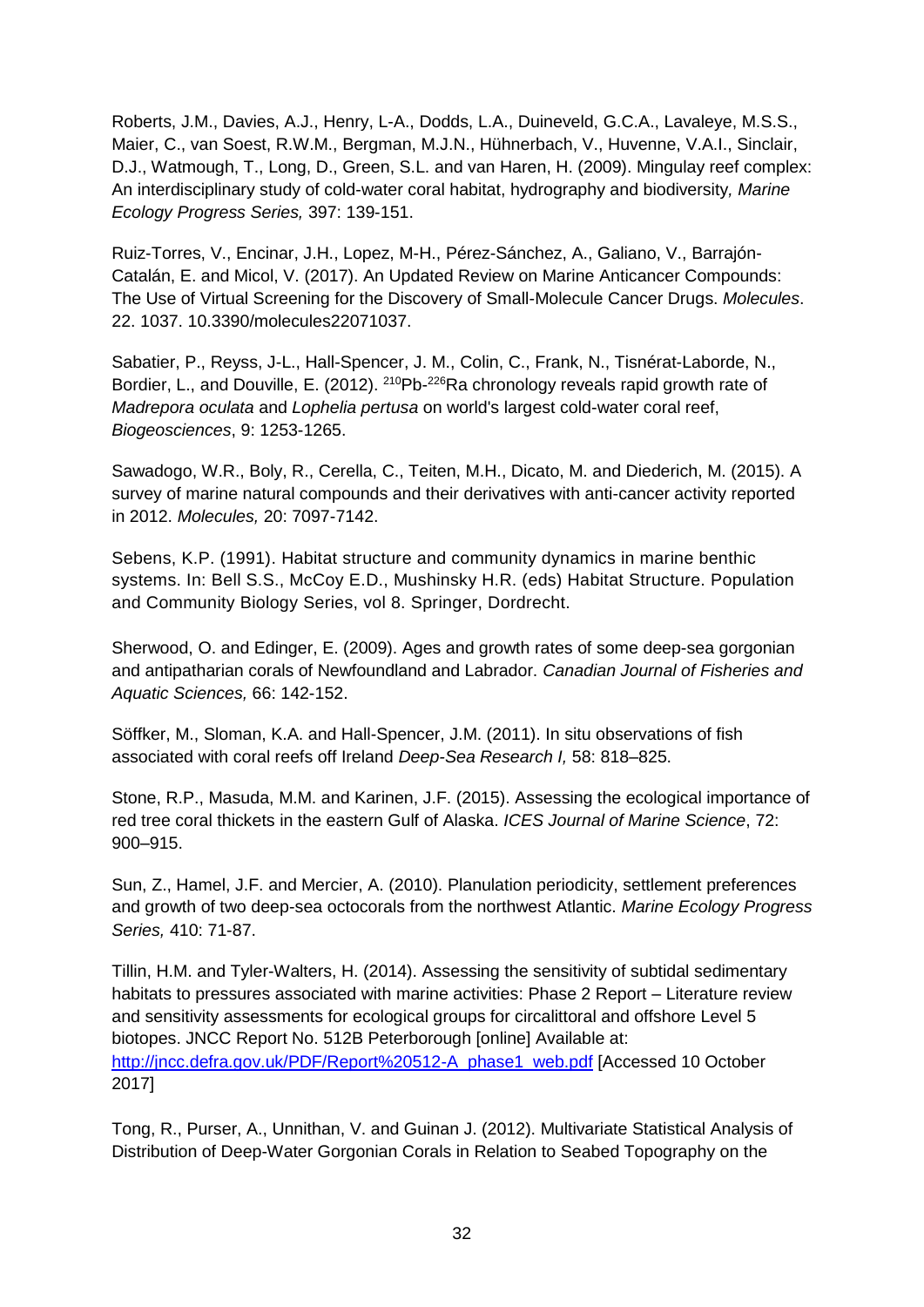Roberts, J.M., Davies, A.J., Henry, L-A., Dodds, L.A., Duineveld, G.C.A., Lavaleye, M.S.S., Maier, C., van Soest, R.W.M., Bergman, M.J.N., Hühnerbach, V., Huvenne, V.A.I., Sinclair, D.J., Watmough, T., Long, D., Green, S.L. and van Haren, H. (2009). Mingulay reef complex: An interdisciplinary study of cold-water coral habitat, hydrography and biodiversity*, Marine Ecology Progress Series,* 397: 139-151.

Ruiz-Torres, V., Encinar, J.H., Lopez, M-H., Pérez-Sánchez, A., Galiano, V., Barrajón-Catalán, E. and Micol, V. (2017). An Updated Review on Marine Anticancer Compounds: The Use of Virtual Screening for the Discovery of Small-Molecule Cancer Drugs. *Molecules*. 22. 1037. 10.3390/molecules22071037.

Sabatier, P., Reyss, J-L., Hall-Spencer, J. M., Colin, C., Frank, N., Tisnérat-Laborde, N., Bordier, L., and Douville, E. (2012). $^{210}$Pb-$^{226}$Ra chronology reveals rapid growth rate of *Madrepora oculata* and *Lophelia pertusa* on world's largest cold-water coral reef, *Biogeosciences*, 9: 1253-1265.

Sawadogo, W.R., Boly, R., Cerella, C., Teiten, M.H., Dicato, M. and Diederich, M. (2015). A survey of marine natural compounds and their derivatives with anti-cancer activity reported in 2012. *Molecules,* 20: 7097-7142.

Sebens, K.P. (1991). Habitat structure and community dynamics in marine benthic systems. In: Bell S.S., McCoy E.D., Mushinsky H.R. (eds) Habitat Structure. Population and Community Biology Series, vol 8. Springer, Dordrecht.

Sherwood, O. and Edinger, E. (2009). Ages and growth rates of some deep-sea gorgonian and antipatharian corals of Newfoundland and Labrador. *Canadian Journal of Fisheries and Aquatic Sciences,* 66: 142-152.

Söffker, M., Sloman, K.A. and Hall-Spencer, J.M. (2011). In situ observations of fish associated with coral reefs off Ireland *Deep-Sea Research I,* 58: 818–825.

Stone, R.P., Masuda, M.M. and Karinen, J.F. (2015). Assessing the ecological importance of red tree coral thickets in the eastern Gulf of Alaska. *ICES Journal of Marine Science*, 72: 900–915.

Sun, Z., Hamel, J.F. and Mercier, A. (2010). Planulation periodicity, settlement preferences and growth of two deep-sea octocorals from the northwest Atlantic. *Marine Ecology Progress Series,* 410: 71-87.

Tillin, H.M. and Tyler-Walters, H. (2014). Assessing the sensitivity of subtidal sedimentary habitats to pressures associated with marine activities: Phase 2 Report – Literature review and sensitivity assessments for ecological groups for circalittoral and offshore Level 5 biotopes. JNCC Report No. 512B Peterborough [online] Available at: [http://jncc.defra.gov.uk/PDF/Report%20512-A_phase1_web.pdf](http://jncc.defra.gov.uk/PDF/Report%20512-A_phase1_web.pdf) [Accessed 10 October 2017]

Tong, R., Purser, A., Unnithan, V. and Guinan J. (2012). Multivariate Statistical Analysis of Distribution of Deep-Water Gorgonian Corals in Relation to Seabed Topography on the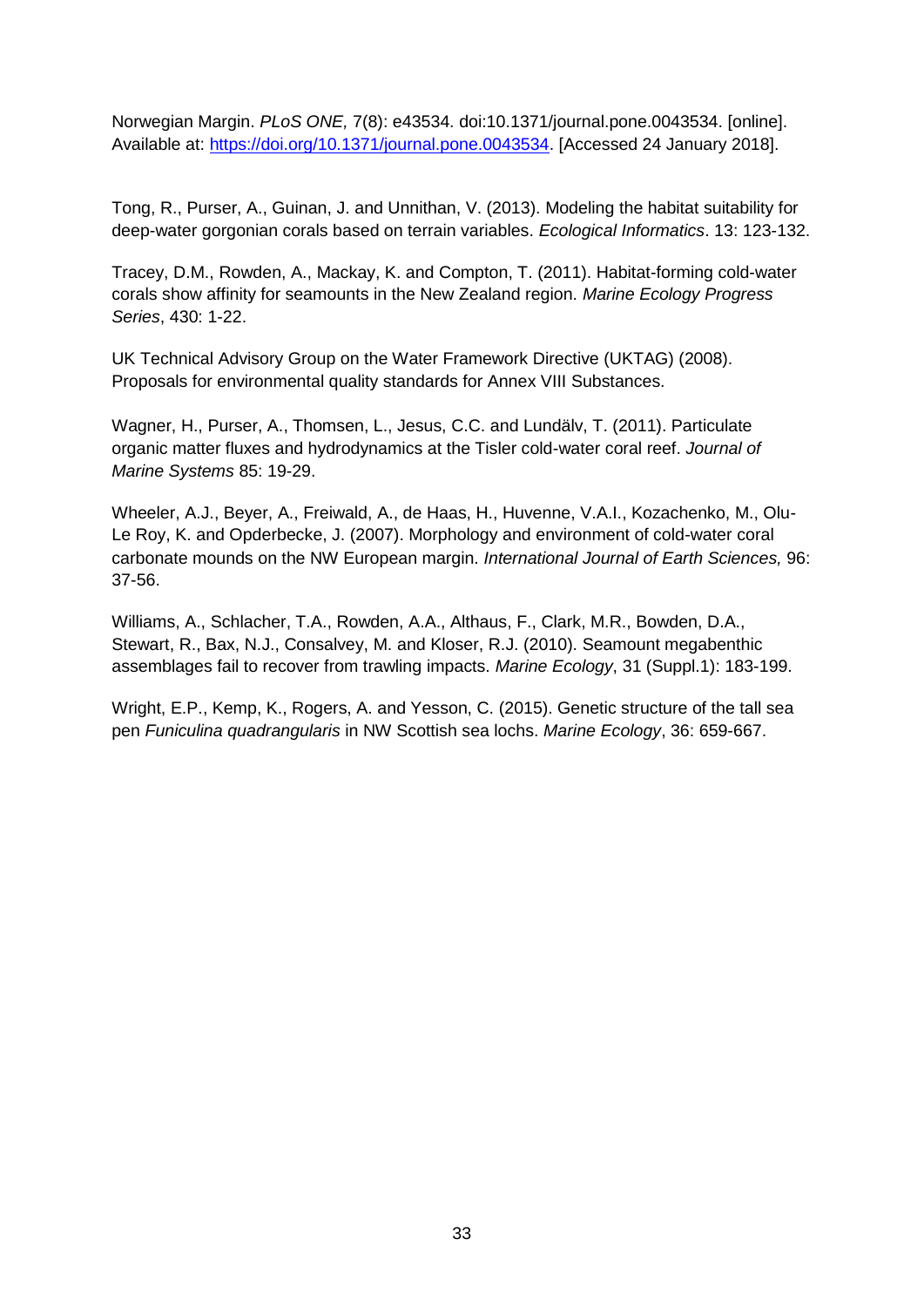Norwegian Margin. *PLoS ONE,* 7(8): e43534. doi:10.1371/journal.pone.0043534. [online]. Available at: https://doi.org/10.1371/journal.pone.0043534. [Accessed 24 January 2018].

Tong, R., Purser, A., Guinan, J. and Unnithan, V. (2013). Modeling the habitat suitability for deep-water gorgonian corals based on terrain variables. *Ecological Informatics*. 13: 123-132.

Tracey, D.M., Rowden, A., Mackay, K. and Compton, T. (2011). Habitat-forming cold-water corals show affinity for seamounts in the New Zealand region. *Marine Ecology Progress Series*, 430: 1-22.

UK Technical Advisory Group on the Water Framework Directive (UKTAG) (2008). Proposals for environmental quality standards for Annex VIII Substances.

Wagner, H., Purser, A., Thomsen, L., Jesus, C.C. and Lundälv, T. (2011). Particulate organic matter fluxes and hydrodynamics at the Tisler cold-water coral reef. *Journal of Marine Systems* 85: 19-29.

Wheeler, A.J., Beyer, A., Freiwald, A., de Haas, H., Huvenne, V.A.I., Kozachenko, M., Olu-Le Roy, K. and Opderbecke, J. (2007). Morphology and environment of cold-water coral carbonate mounds on the NW European margin. *International Journal of Earth Sciences,* 96: 37-56.

Williams, A., Schlacher, T.A., Rowden, A.A., Althaus, F., Clark, M.R., Bowden, D.A., Stewart, R., Bax, N.J., Consalvey, M. and Kloser, R.J. (2010). Seamount megabenthic assemblages fail to recover from trawling impacts. *Marine Ecology*, 31 (Suppl.1): 183-199.

Wright, E.P., Kemp, K., Rogers, A. and Yesson, C. (2015). Genetic structure of the tall sea pen *Funiculina quadrangularis* in NW Scottish sea lochs. *Marine Ecology*, 36: 659-667.